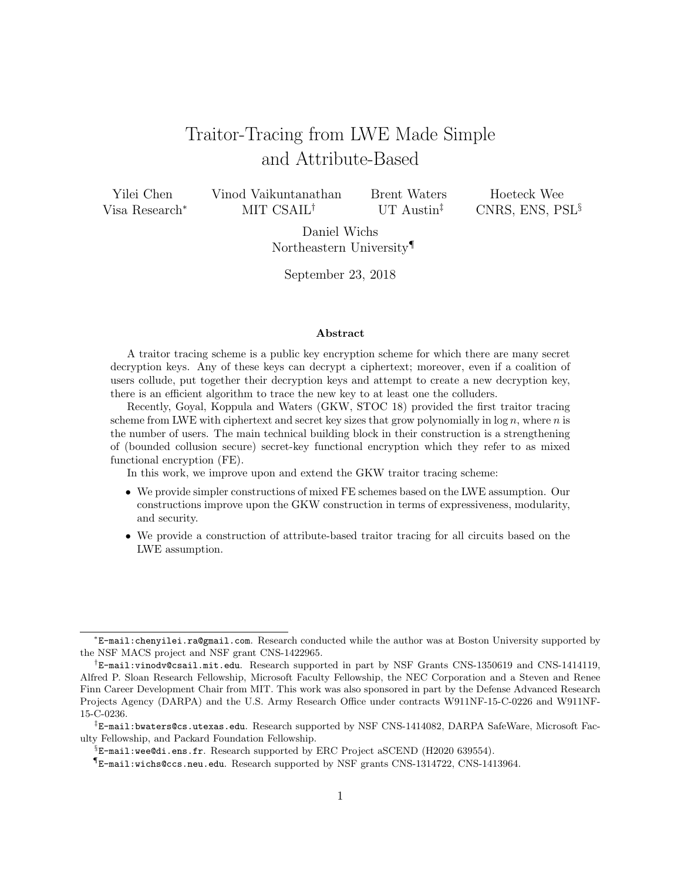# Traitor-Tracing from LWE Made Simple and Attribute-Based

Yilei Chen — Visa Research[*]

Vinod Vaikuntanathan — MIT CSAIL[†]

Brent Waters — UT Austin[‡]

Hoeteck Wee — CNRS, ENS, PSL[§]

Daniel Wichs — Northeastern University[¶]

September 23, 2018

### Abstract

A traitor tracing scheme is a public key encryption scheme for which there are many secret decryption keys. Any of these keys can decrypt a ciphertext; moreover, even if a coalition of users collude, put together their decryption keys and attempt to create a new decryption key, there is an efficient algorithm to trace the new key to at least one the colluders.

Recently, Goyal, Koppula and Waters (GKW, STOC 18) provided the first traitor tracing scheme from LWE with ciphertext and secret key sizes that grow polynomially in $\log n$, where $n$ is the number of users. The main technical building block in their construction is a strengthening of (bounded collusion secure) secret-key functional encryption which they refer to as mixed functional encryption (FE).

In this work, we improve upon and extend the GKW traitor tracing scheme:

- We provide simpler constructions of mixed FE schemes based on the LWE assumption. Our constructions improve upon the GKW construction in terms of expressiveness, modularity, and security.
- We provide a construction of attribute-based traitor tracing for all circuits based on the LWE assumption.

---

[*] E-mail:chenyilei.ra@gmail.com. Research conducted while the author was at Boston University supported by the NSF MACS project and NSF grant CNS-1422965.

[†] E-mail:vinodv@csail.mit.edu. Research supported in part by NSF Grants CNS-1350619 and CNS-1414119, Alfred P. Sloan Research Fellowship, Microsoft Faculty Fellowship, the NEC Corporation and a Steven and Renee Finn Career Development Chair from MIT. This work was also sponsored in part by the Defense Advanced Research Projects Agency (DARPA) and the U.S. Army Research Office under contracts W911NF-15-C-0226 and W911NF-15-C-0236.

[‡] E-mail:bwaters@cs.utexas.edu. Research supported by NSF CNS-1414082, DARPA SafeWare, Microsoft Faculty Fellowship, and Packard Foundation Fellowship.

[§] E-mail:wee@di.ens.fr. Research supported by ERC Project aSCEND (H2020 639554).

[¶] E-mail:wichs@ccs.neu.edu. Research supported by NSF grants CNS-1314722, CNS-1413964.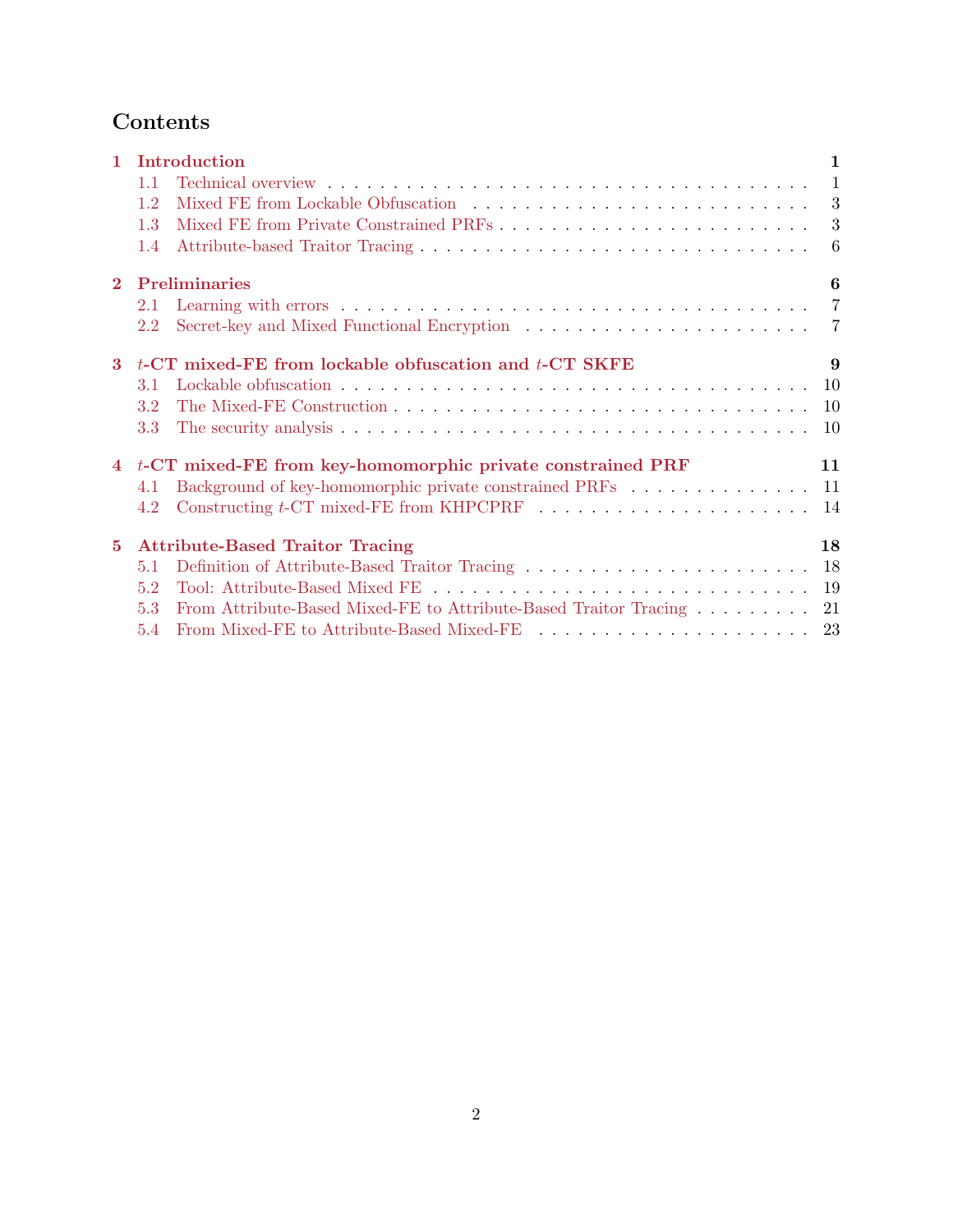# Contents

**1 Introduction** 1
- 1.1 Technical overview 1
- 1.2 Mixed FE from Lockable Obfuscation 3
- 1.3 Mixed FE from Private Constrained PRFs 3
- 1.4 Attribute-based Traitor Tracing 6

**2 Preliminaries** 6
- 2.1 Learning with errors 7
- 2.2 Secret-key and Mixed Functional Encryption 7

**3 $t$-CT mixed-FE from lockable obfuscation and $t$-CT SKFE** 9
- 3.1 Lockable obfuscation 10
- 3.2 The Mixed-FE Construction 10
- 3.3 The security analysis 10

**4 $t$-CT mixed-FE from key-homomorphic private constrained PRF** 11
- 4.1 Background of key-homomorphic private constrained PRFs 11
- 4.2 Constructing $t$-CT mixed-FE from KHPCPRF 14

**5 Attribute-Based Traitor Tracing** 18
- 5.1 Definition of Attribute-Based Traitor Tracing 18
- 5.2 Tool: Attribute-Based Mixed FE 19
- 5.3 From Attribute-Based Mixed-FE to Attribute-Based Traitor Tracing 21
- 5.4 From Mixed-FE to Attribute-Based Mixed-FE 23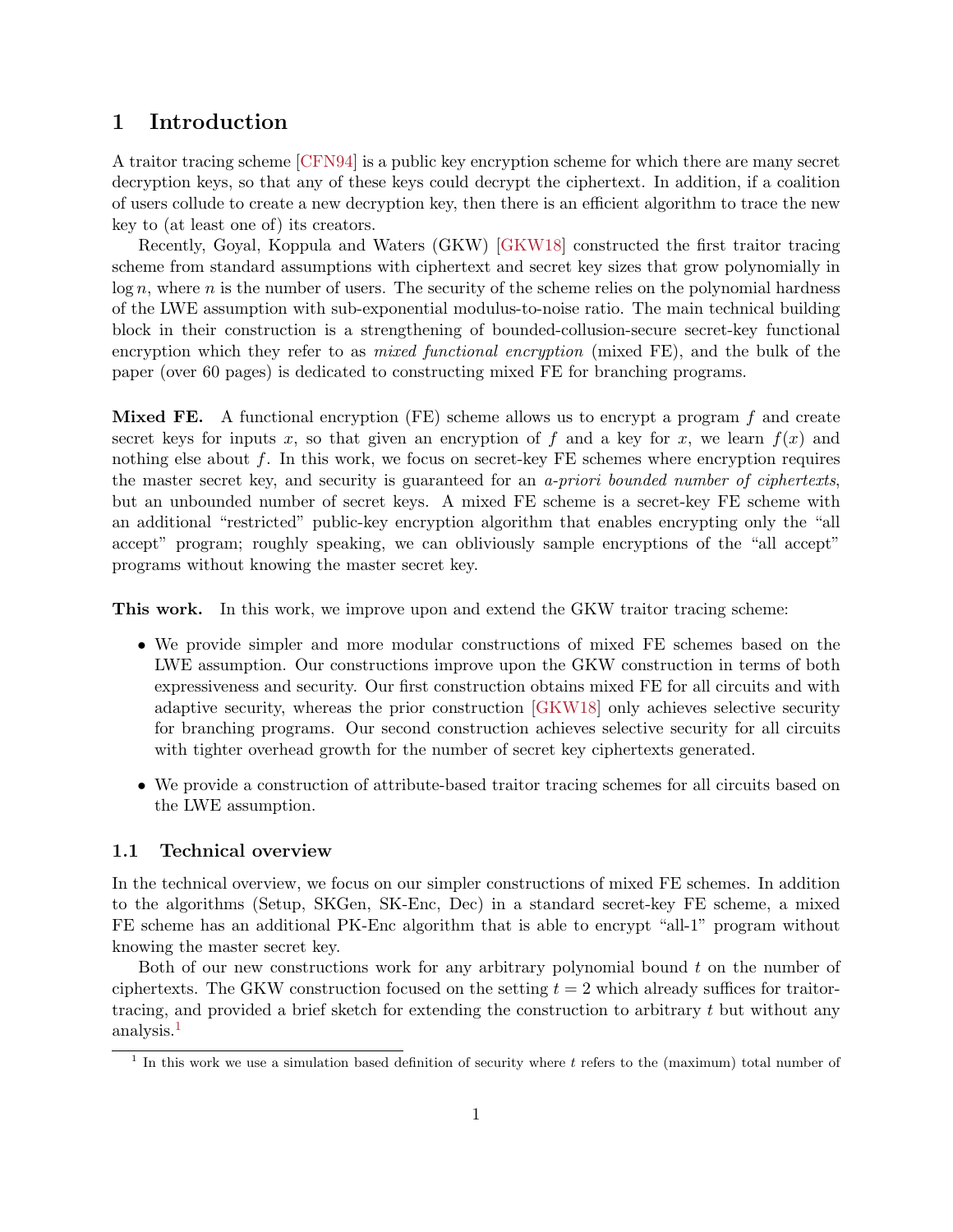# 1 Introduction

A traitor tracing scheme [CFN94] is a public key encryption scheme for which there are many secret decryption keys, so that any of these keys could decrypt the ciphertext. In addition, if a coalition of users collude to create a new decryption key, then there is an efficient algorithm to trace the new key to (at least one of) its creators.

Recently, Goyal, Koppula and Waters (GKW) [GKW18] constructed the first traitor tracing scheme from standard assumptions with ciphertext and secret key sizes that grow polynomially in $\log n$, where $n$ is the number of users. The security of the scheme relies on the polynomial hardness of the LWE assumption with sub-exponential modulus-to-noise ratio. The main technical building block in their construction is a strengthening of bounded-collusion-secure secret-key functional encryption which they refer to as *mixed functional encryption* (mixed FE), and the bulk of the paper (over 60 pages) is dedicated to constructing mixed FE for branching programs.

**Mixed FE.** A functional encryption (FE) scheme allows us to encrypt a program $f$ and create secret keys for inputs $x$, so that given an encryption of $f$ and a key for $x$, we learn $f(x)$ and nothing else about $f$. In this work, we focus on secret-key FE schemes where encryption requires the master secret key, and security is guaranteed for an *a-priori bounded number of ciphertexts*, but an unbounded number of secret keys. A mixed FE scheme is a secret-key FE scheme with an additional "restricted" public-key encryption algorithm that enables encrypting only the "all accept" program; roughly speaking, we can obliviously sample encryptions of the "all accept" programs without knowing the master secret key.

**This work.** In this work, we improve upon and extend the GKW traitor tracing scheme:

- We provide simpler and more modular constructions of mixed FE schemes based on the LWE assumption. Our constructions improve upon the GKW construction in terms of both expressiveness and security. Our first construction obtains mixed FE for all circuits and with adaptive security, whereas the prior construction [GKW18] only achieves selective security for branching programs. Our second construction achieves selective security for all circuits with tighter overhead growth for the number of secret key ciphertexts generated.
- We provide a construction of attribute-based traitor tracing schemes for all circuits based on the LWE assumption.

## 1.1 Technical overview

In the technical overview, we focus on our simpler constructions of mixed FE schemes. In addition to the algorithms (Setup, SKGen, SK-Enc, Dec) in a standard secret-key FE scheme, a mixed FE scheme has an additional PK-Enc algorithm that is able to encrypt "all-1" program without knowing the master secret key.

Both of our new constructions work for any arbitrary polynomial bound $t$ on the number of ciphertexts. The GKW construction focused on the setting $t = 2$ which already suffices for traitor-tracing, and provided a brief sketch for extending the construction to arbitrary $t$ but without any analysis.[1]

[1] In this work we use a simulation based definition of security where $t$ refers to the (maximum) total number of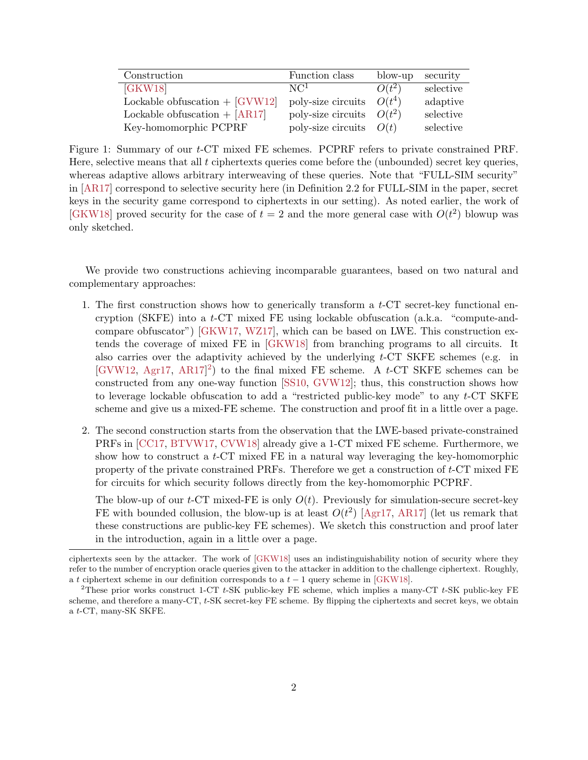| Construction | Function class | blow-up | security |
|---|---|---|---|
| [GKW18] | $NC^1$ | $O(t^2)$ | selective |
| Lockable obfuscation + [GVW12] | poly-size circuits | $O(t^4)$ | adaptive |
| Lockable obfuscation + [AR17] | poly-size circuits | $O(t^2)$ | selective |
| Key-homomorphic PCPRF | poly-size circuits | $O(t)$ | selective |

Figure 1: Summary of our $t$-CT mixed FE schemes. PCPRF refers to private constrained PRF. Here, selective means that all $t$ ciphertexts queries come before the (unbounded) secret key queries, whereas adaptive allows arbitrary interweaving of these queries. Note that "FULL-SIM security" in [AR17] correspond to selective security here (in Definition 2.2 for FULL-SIM in the paper, secret keys in the security game correspond to ciphertexts in our setting). As noted earlier, the work of [GKW18] proved security for the case of $t = 2$ and the more general case with $O(t^2)$ blowup was only sketched.

We provide two constructions achieving incomparable guarantees, based on two natural and complementary approaches:

1. The first construction shows how to generically transform a $t$-CT secret-key functional encryption (SKFE) into a $t$-CT mixed FE using lockable obfuscation (a.k.a. "compute-and-compare obfuscator") [GKW17, WZ17], which can be based on LWE. This construction extends the coverage of mixed FE in [GKW18] from branching programs to all circuits. It also carries over the adaptivity achieved by the underlying $t$-CT SKFE schemes (e.g. in [GVW12, Agr17, AR17][2]) to the final mixed FE scheme. A $t$-CT SKFE schemes can be constructed from any one-way function [SS10, GVW12]; thus, this construction shows how to leverage lockable obfuscation to add a "restricted public-key mode" to any $t$-CT SKFE scheme and give us a mixed-FE scheme. The construction and proof fit in a little over a page.

2. The second construction starts from the observation that the LWE-based private-constrained PRFs in [CC17, BTVW17, CVW18] already give a 1-CT mixed FE scheme. Furthermore, we show how to construct a $t$-CT mixed FE in a natural way leveraging the key-homomorphic property of the private constrained PRFs. Therefore we get a construction of $t$-CT mixed FE for circuits for which security follows directly from the key-homomorphic PCPRF.

   The blow-up of our $t$-CT mixed-FE is only $O(t)$. Previously for simulation-secure secret-key FE with bounded collusion, the blow-up is at least $O(t^2)$ [Agr17, AR17] (let us remark that these constructions are public-key FE schemes). We sketch this construction and proof later in the introduction, again in a little over a page.

---

ciphertexts seen by the attacker. The work of [GKW18] uses an indistinguishability notion of security where they refer to the number of encryption oracle queries given to the attacker in addition to the challenge ciphertext. Roughly, a $t$ ciphertext scheme in our definition corresponds to a $t-1$ query scheme in [GKW18].

[2] These prior works construct 1-CT $t$-SK public-key FE scheme, which implies a many-CT $t$-SK public-key FE scheme, and therefore a many-CT, $t$-SK secret-key FE scheme. By flipping the ciphertexts and secret keys, we obtain a $t$-CT, many-SK SKFE.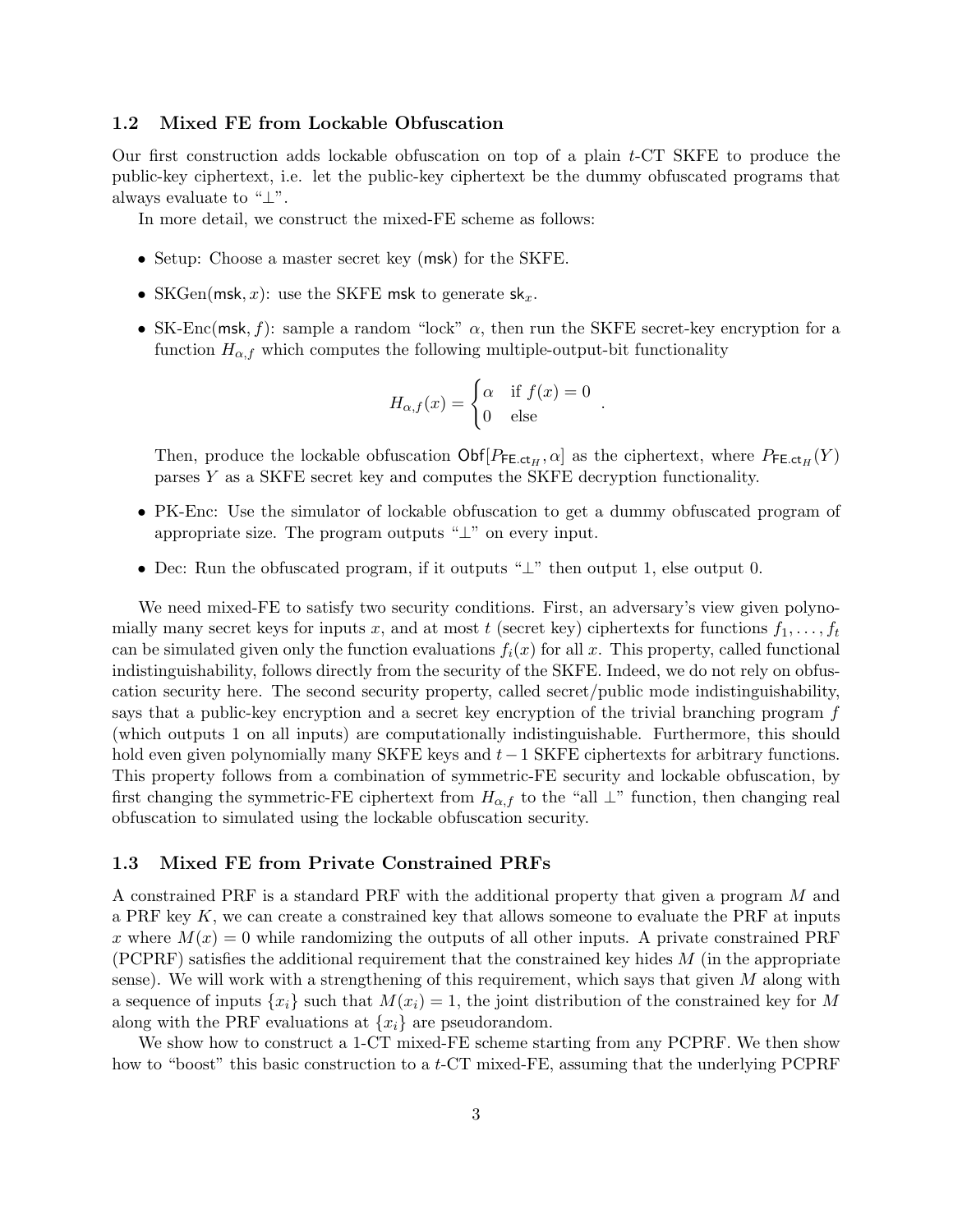### 1.2 Mixed FE from Lockable Obfuscation

Our first construction adds lockable obfuscation on top of a plain $t$-CT SKFE to produce the public-key ciphertext, i.e. let the public-key ciphertext be the dummy obfuscated programs that always evaluate to "$\perp$".

In more detail, we construct the mixed-FE scheme as follows:

- Setup: Choose a master secret key ($\mathsf{msk}$) for the SKFE.
- SKGen($\mathsf{msk}, x$): use the SKFE $\mathsf{msk}$ to generate $\mathsf{sk}_x$.
- SK-Enc($\mathsf{msk}, f$): sample a random "lock" $\alpha$, then run the SKFE secret-key encryption for a function $H_{\alpha,f}$ which computes the following multiple-output-bit functionality

$$H_{\alpha,f}(x) = \begin{cases} \alpha & \text{if } f(x) = 0 \\ 0 & \text{else} \end{cases} .$$

  Then, produce the lockable obfuscation $\mathsf{Obf}[P_{\mathsf{FE.ct}_H}, \alpha]$ as the ciphertext, where $P_{\mathsf{FE.ct}_H}(Y)$ parses $Y$ as a SKFE secret key and computes the SKFE decryption functionality.

- PK-Enc: Use the simulator of lockable obfuscation to get a dummy obfuscated program of appropriate size. The program outputs "$\perp$" on every input.
- Dec: Run the obfuscated program, if it outputs "$\perp$" then output 1, else output 0.

We need mixed-FE to satisfy two security conditions. First, an adversary's view given polynomially many secret keys for inputs $x$, and at most $t$ (secret key) ciphertexts for functions $f_1, \ldots, f_t$ can be simulated given only the function evaluations $f_i(x)$ for all $x$. This property, called functional indistinguishability, follows directly from the security of the SKFE. Indeed, we do not rely on obfuscation security here. The second security property, called secret/public mode indistinguishability, says that a public-key encryption and a secret key encryption of the trivial branching program $f$ (which outputs 1 on all inputs) are computationally indistinguishable. Furthermore, this should hold even given polynomially many SKFE keys and $t-1$ SKFE ciphertexts for arbitrary functions. This property follows from a combination of symmetric-FE security and lockable obfuscation, by first changing the symmetric-FE ciphertext from $H_{\alpha,f}$ to the "all $\perp$" function, then changing real obfuscation to simulated using the lockable obfuscation security.

### 1.3 Mixed FE from Private Constrained PRFs

A constrained PRF is a standard PRF with the additional property that given a program $M$ and a PRF key $K$, we can create a constrained key that allows someone to evaluate the PRF at inputs $x$ where $M(x) = 0$ while randomizing the outputs of all other inputs. A private constrained PRF (PCPRF) satisfies the additional requirement that the constrained key hides $M$ (in the appropriate sense). We will work with a strengthening of this requirement, which says that given $M$ along with a sequence of inputs $\{x_i\}$ such that $M(x_i) = 1$, the joint distribution of the constrained key for $M$ along with the PRF evaluations at $\{x_i\}$ are pseudorandom.

We show how to construct a 1-CT mixed-FE scheme starting from any PCPRF. We then show how to "boost" this basic construction to a $t$-CT mixed-FE, assuming that the underlying PCPRF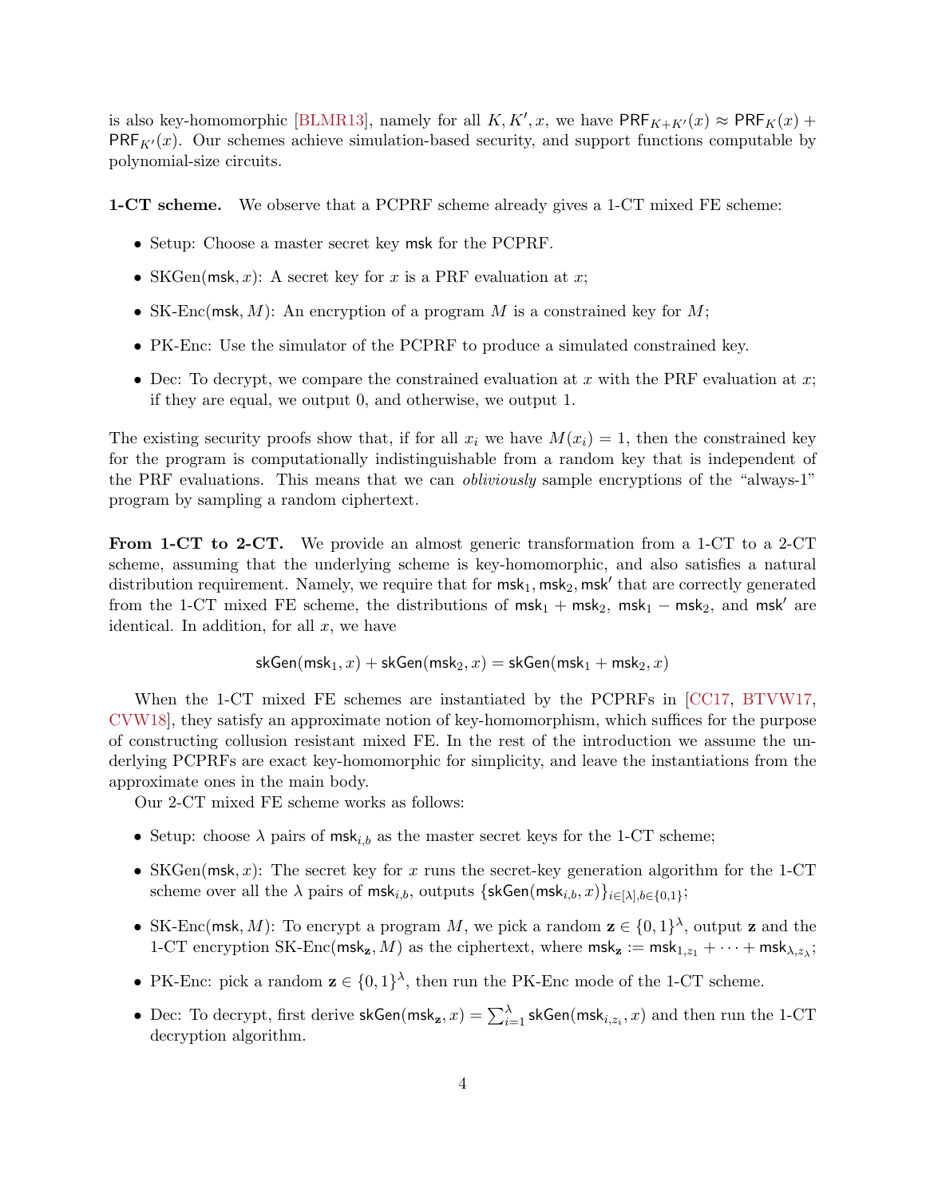is also key-homomorphic [BLMR13], namely for all $K, K', x$, we have $\mathsf{PRF}_{K+K'}(x) \approx \mathsf{PRF}_K(x) + \mathsf{PRF}_{K'}(x)$. Our schemes achieve simulation-based security, and support functions computable by polynomial-size circuits.

**1-CT scheme.** We observe that a PCPRF scheme already gives a 1-CT mixed FE scheme:

- Setup: Choose a master secret key $\mathsf{msk}$ for the PCPRF.
- SKGen($\mathsf{msk}, x$): A secret key for $x$ is a PRF evaluation at $x$;
- SK-Enc($\mathsf{msk}, M$): An encryption of a program $M$ is a constrained key for $M$;
- PK-Enc: Use the simulator of the PCPRF to produce a simulated constrained key.
- Dec: To decrypt, we compare the constrained evaluation at $x$ with the PRF evaluation at $x$; if they are equal, we output 0, and otherwise, we output 1.

The existing security proofs show that, if for all $x_i$ we have $M(x_i) = 1$, then the constrained key for the program is computationally indistinguishable from a random key that is independent of the PRF evaluations. This means that we can *obliviously* sample encryptions of the "always-1" program by sampling a random ciphertext.

**From 1-CT to 2-CT.** We provide an almost generic transformation from a 1-CT to a 2-CT scheme, assuming that the underlying scheme is key-homomorphic, and also satisfies a natural distribution requirement. Namely, we require that for $\mathsf{msk}_1, \mathsf{msk}_2, \mathsf{msk}'$ that are correctly generated from the 1-CT mixed FE scheme, the distributions of $\mathsf{msk}_1 + \mathsf{msk}_2$, $\mathsf{msk}_1 - \mathsf{msk}_2$, and $\mathsf{msk}'$ are identical. In addition, for all $x$, we have

$$\mathsf{skGen}(\mathsf{msk}_1, x) + \mathsf{skGen}(\mathsf{msk}_2, x) = \mathsf{skGen}(\mathsf{msk}_1 + \mathsf{msk}_2, x)$$

When the 1-CT mixed FE schemes are instantiated by the PCPRFs in [CC17, BTVW17, CVW18], they satisfy an approximate notion of key-homomorphism, which suffices for the purpose of constructing collusion resistant mixed FE. In the rest of the introduction we assume the underlying PCPRFs are exact key-homomorphic for simplicity, and leave the instantiations from the approximate ones in the main body.

Our 2-CT mixed FE scheme works as follows:

- Setup: choose $\lambda$ pairs of $\mathsf{msk}_{i,b}$ as the master secret keys for the 1-CT scheme;
- SKGen($\mathsf{msk}, x$): The secret key for $x$ runs the secret-key generation algorithm for the 1-CT scheme over all the $\lambda$ pairs of $\mathsf{msk}_{i,b}$, outputs $\{\mathsf{skGen}(\mathsf{msk}_{i,b}, x)\}_{i\in[\lambda], b\in\{0,1\}}$;
- SK-Enc($\mathsf{msk}, M$): To encrypt a program $M$, we pick a random $\mathbf{z} \in \{0,1\}^\lambda$, output $\mathbf{z}$ and the 1-CT encryption SK-Enc($\mathsf{msk}_{\mathbf{z}}, M$) as the ciphertext, where $\mathsf{msk}_{\mathbf{z}} := \mathsf{msk}_{1,z_1} + \cdots + \mathsf{msk}_{\lambda,z_\lambda}$;
- PK-Enc: pick a random $\mathbf{z} \in \{0,1\}^\lambda$, then run the PK-Enc mode of the 1-CT scheme.
- Dec: To decrypt, first derive $\mathsf{skGen}(\mathsf{msk}_{\mathbf{z}}, x) = \sum_{i=1}^{\lambda} \mathsf{skGen}(\mathsf{msk}_{i,z_i}, x)$ and then run the 1-CT decryption algorithm.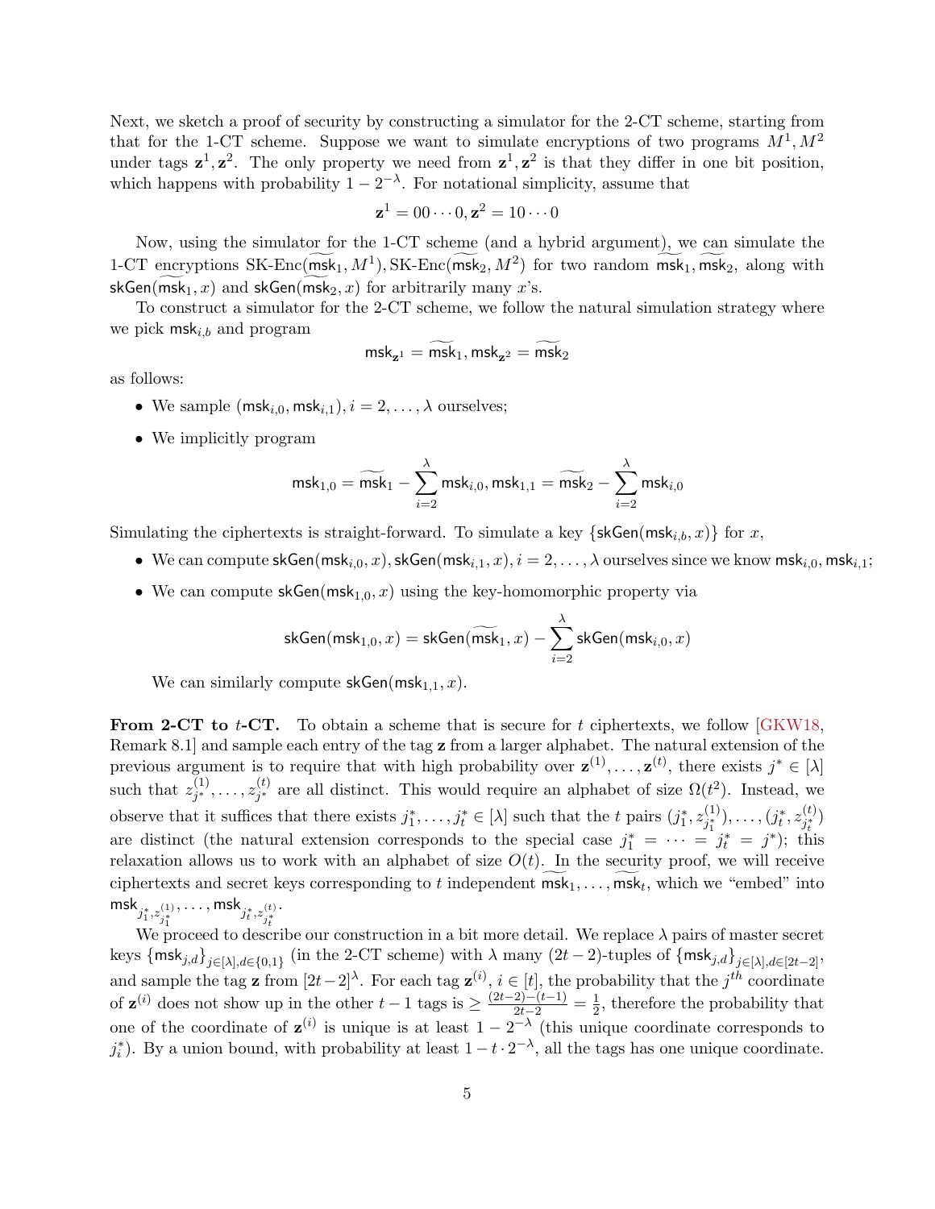Next, we sketch a proof of security by constructing a simulator for the 2-CT scheme, starting from that for the 1-CT scheme. Suppose we want to simulate encryptions of two programs $M^1, M^2$ under tags $\mathbf{z}^1, \mathbf{z}^2$. The only property we need from $\mathbf{z}^1, \mathbf{z}^2$ is that they differ in one bit position, which happens with probability $1 - 2^{-\lambda}$. For notational simplicity, assume that

$$\mathbf{z}^1 = 00 \cdots 0, \mathbf{z}^2 = 10 \cdots 0$$

Now, using the simulator for the 1-CT scheme (and a hybrid argument), we can simulate the 1-CT encryptions SK-Enc$(\widetilde{\mathsf{msk}}_1, M^1)$, SK-Enc$(\widetilde{\mathsf{msk}}_2, M^2)$ for two random $\widetilde{\mathsf{msk}}_1, \widetilde{\mathsf{msk}}_2$, along with $\mathsf{skGen}(\widetilde{\mathsf{msk}}_1, x)$ and $\mathsf{skGen}(\widetilde{\mathsf{msk}}_2, x)$ for arbitrarily many $x$'s.

To construct a simulator for the 2-CT scheme, we follow the natural simulation strategy where we pick $\mathsf{msk}_{i,b}$ and program

$$\mathsf{msk}_{\mathbf{z}^1} = \widetilde{\mathsf{msk}}_1, \mathsf{msk}_{\mathbf{z}^2} = \widetilde{\mathsf{msk}}_2$$

as follows:

- We sample $(\mathsf{msk}_{i,0}, \mathsf{msk}_{i,1}), i = 2, \ldots, \lambda$ ourselves;
- We implicitly program

$$\mathsf{msk}_{1,0} = \widetilde{\mathsf{msk}}_1 - \sum_{i=2}^{\lambda} \mathsf{msk}_{i,0}, \mathsf{msk}_{1,1} = \widetilde{\mathsf{msk}}_2 - \sum_{i=2}^{\lambda} \mathsf{msk}_{i,0}$$

Simulating the ciphertexts is straight-forward. To simulate a key $\{\mathsf{skGen}(\mathsf{msk}_{i,b}, x)\}$ for $x$,

- We can compute $\mathsf{skGen}(\mathsf{msk}_{i,0}, x), \mathsf{skGen}(\mathsf{msk}_{i,1}, x), i = 2, \ldots, \lambda$ ourselves since we know $\mathsf{msk}_{i,0}, \mathsf{msk}_{i,1}$;
- We can compute $\mathsf{skGen}(\mathsf{msk}_{1,0}, x)$ using the key-homomorphic property via

$$\mathsf{skGen}(\mathsf{msk}_{1,0}, x) = \mathsf{skGen}(\widetilde{\mathsf{msk}}_1, x) - \sum_{i=2}^{\lambda} \mathsf{skGen}(\mathsf{msk}_{i,0}, x)$$

  We can similarly compute $\mathsf{skGen}(\mathsf{msk}_{1,1}, x)$.

**From 2-CT to $t$-CT.** To obtain a scheme that is secure for $t$ ciphertexts, we follow [GKW18, Remark 8.1] and sample each entry of the tag $\mathbf{z}$ from a larger alphabet. The natural extension of the previous argument is to require that with high probability over $\mathbf{z}^{(1)}, \ldots, \mathbf{z}^{(t)}$, there exists $j^* \in [\lambda]$ such that $z^{(1)}_{j^*}, \ldots, z^{(t)}_{j^*}$ are all distinct. This would require an alphabet of size $\Omega(t^2)$. Instead, we observe that it suffices that there exists $j^*_1, \ldots, j^*_t \in [\lambda]$ such that the $t$ pairs $(j^*_1, z^{(1)}_{j^*_1}), \ldots, (j^*_t, z^{(t)}_{j^*_t})$ are distinct (the natural extension corresponds to the special case $j^*_1 = \cdots = j^*_t = j^*$); this relaxation allows us to work with an alphabet of size $O(t)$. In the security proof, we will receive ciphertexts and secret keys corresponding to $t$ independent $\widetilde{\mathsf{msk}}_1, \ldots, \widetilde{\mathsf{msk}}_t$, which we "embed" into $\mathsf{msk}_{j^*_1, z^{(1)}_{j^*_1}}, \ldots, \mathsf{msk}_{j^*_t, z^{(t)}_{j^*_t}}$.

We proceed to describe our construction in a bit more detail. We replace $\lambda$ pairs of master secret keys $\{\mathsf{msk}_{j,d}\}_{j \in [\lambda], d \in \{0,1\}}$ (in the 2-CT scheme) with $\lambda$ many $(2t-2)$-tuples of $\{\mathsf{msk}_{j,d}\}_{j \in [\lambda], d \in [2t-2]}$, and sample the tag $\mathbf{z}$ from $[2t-2]^\lambda$. For each tag $\mathbf{z}^{(i)}$, $i \in [t]$, the probability that the $j^{th}$ coordinate of $\mathbf{z}^{(i)}$ does not show up in the other $t-1$ tags is $\geq \frac{(2t-2)-(t-1)}{2t-2} = \frac{1}{2}$, therefore the probability that one of the coordinate of $\mathbf{z}^{(i)}$ is unique is at least $1 - 2^{-\lambda}$ (this unique coordinate corresponds to $j^*_i$). By a union bound, with probability at least $1 - t \cdot 2^{-\lambda}$, all the tags has one unique coordinate.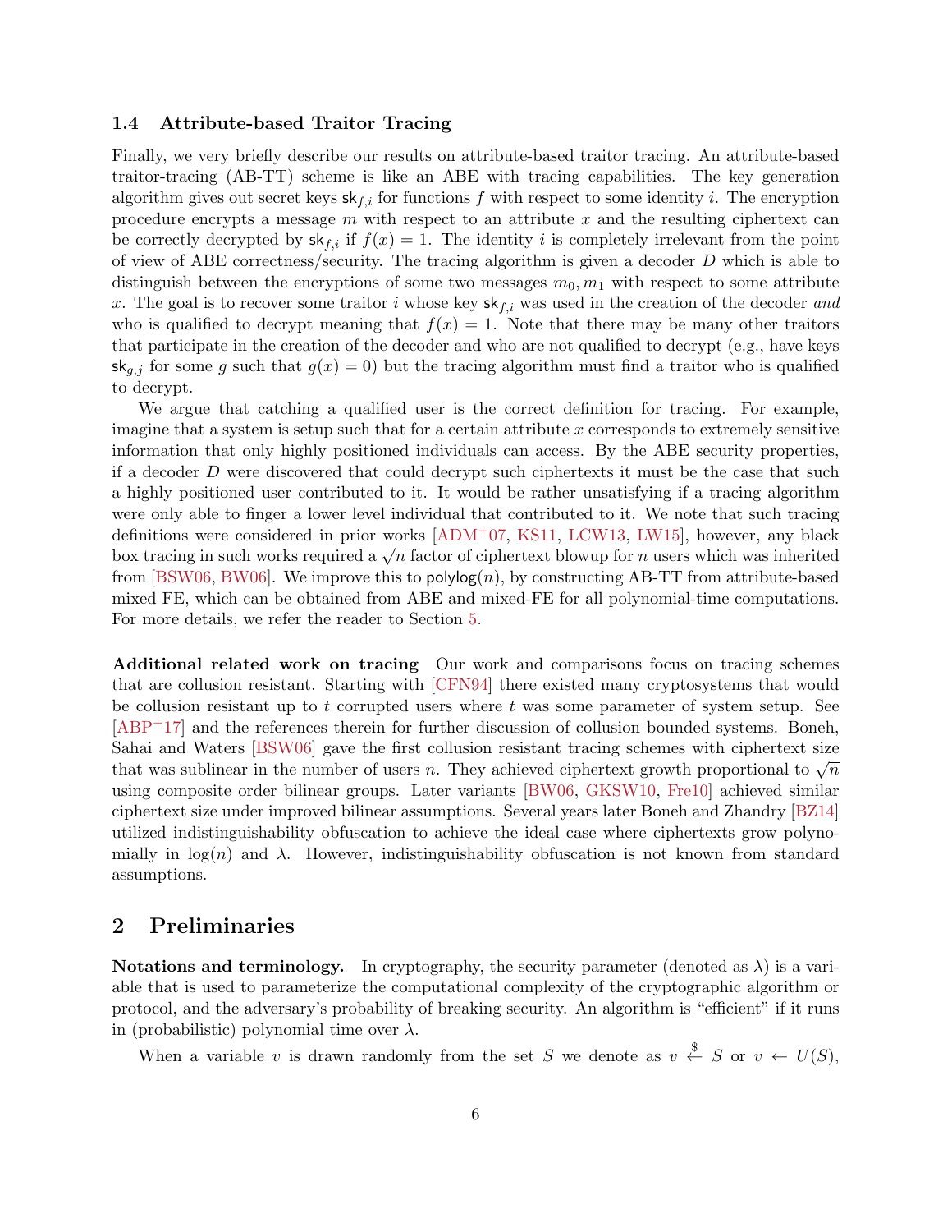### 1.4 Attribute-based Traitor Tracing

Finally, we very briefly describe our results on attribute-based traitor tracing. An attribute-based traitor-tracing (AB-TT) scheme is like an ABE with tracing capabilities. The key generation algorithm gives out secret keys $\mathsf{sk}_{f,i}$ for functions $f$ with respect to some identity $i$. The encryption procedure encrypts a message $m$ with respect to an attribute $x$ and the resulting ciphertext can be correctly decrypted by $\mathsf{sk}_{f,i}$ if $f(x) = 1$. The identity $i$ is completely irrelevant from the point of view of ABE correctness/security. The tracing algorithm is given a decoder $D$ which is able to distinguish between the encryptions of some two messages $m_0, m_1$ with respect to some attribute $x$. The goal is to recover some traitor $i$ whose key $\mathsf{sk}_{f,i}$ was used in the creation of the decoder *and* who is qualified to decrypt meaning that $f(x) = 1$. Note that there may be many other traitors that participate in the creation of the decoder and who are not qualified to decrypt (e.g., have keys $\mathsf{sk}_{g,j}$ for some $g$ such that $g(x) = 0$) but the tracing algorithm must find a traitor who is qualified to decrypt.

We argue that catching a qualified user is the correct definition for tracing. For example, imagine that a system is setup such that for a certain attribute $x$ corresponds to extremely sensitive information that only highly positioned individuals can access. By the ABE security properties, if a decoder $D$ were discovered that could decrypt such ciphertexts it must be the case that such a highly positioned user contributed to it. It would be rather unsatisfying if a tracing algorithm were only able to finger a lower level individual that contributed to it. We note that such tracing definitions were considered in prior works [ADM+07, KS11, LCW13, LW15], however, any black box tracing in such works required a $\sqrt{n}$ factor of ciphertext blowup for $n$ users which was inherited from [BSW06, BW06]. We improve this to $\mathsf{polylog}(n)$, by constructing AB-TT from attribute-based mixed FE, which can be obtained from ABE and mixed-FE for all polynomial-time computations. For more details, we refer the reader to Section 5.

**Additional related work on tracing** Our work and comparisons focus on tracing schemes that are collusion resistant. Starting with [CFN94] there existed many cryptosystems that would be collusion resistant up to $t$ corrupted users where $t$ was some parameter of system setup. See [ABP+17] and the references therein for further discussion of collusion bounded systems. Boneh, Sahai and Waters [BSW06] gave the first collusion resistant tracing schemes with ciphertext size that was sublinear in the number of users $n$. They achieved ciphertext growth proportional to $\sqrt{n}$ using composite order bilinear groups. Later variants [BW06, GKSW10, Fre10] achieved similar ciphertext size under improved bilinear assumptions. Several years later Boneh and Zhandry [BZ14] utilized indistinguishability obfuscation to achieve the ideal case where ciphertexts grow polynomially in $\log(n)$ and $\lambda$. However, indistinguishability obfuscation is not known from standard assumptions.

## 2 Preliminaries

**Notations and terminology.** In cryptography, the security parameter (denoted as $\lambda$) is a variable that is used to parameterize the computational complexity of the cryptographic algorithm or protocol, and the adversary's probability of breaking security. An algorithm is "efficient" if it runs in (probabilistic) polynomial time over $\lambda$.

When a variable $v$ is drawn randomly from the set $S$ we denote as $v \xleftarrow{\$} S$ or $v \leftarrow U(S)$,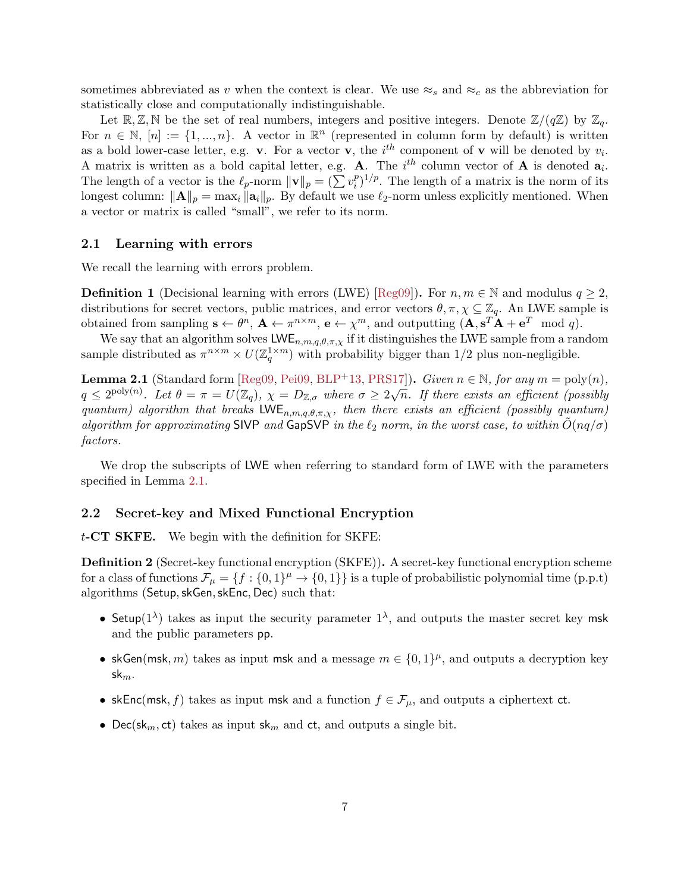sometimes abbreviated as $v$ when the context is clear. We use $\approx_s$ and $\approx_c$ as the abbreviation for statistically close and computationally indistinguishable.

Let $\mathbb{R}, \mathbb{Z}, \mathbb{N}$ be the set of real numbers, integers and positive integers. Denote $\mathbb{Z}/(q\mathbb{Z})$ by $\mathbb{Z}_q$. For $n \in \mathbb{N}$, $[n] := \{1, ..., n\}$. A vector in $\mathbb{R}^n$ (represented in column form by default) is written as a bold lower-case letter, e.g. $\mathbf{v}$. For a vector $\mathbf{v}$, the $i^{th}$ component of $\mathbf{v}$ will be denoted by $v_i$. A matrix is written as a bold capital letter, e.g. $\mathbf{A}$. The $i^{th}$ column vector of $\mathbf{A}$ is denoted $\mathbf{a}_i$. The length of a vector is the $\ell_p$-norm $\|\mathbf{v}\|_p = (\sum v_i^p)^{1/p}$. The length of a matrix is the norm of its longest column: $\|\mathbf{A}\|_p = \max_i \|\mathbf{a}_i\|_p$. By default we use $\ell_2$-norm unless explicitly mentioned. When a vector or matrix is called "small", we refer to its norm.

### 2.1 Learning with errors

We recall the learning with errors problem.

**Definition 1** (Decisional learning with errors (LWE) [Reg09]). For $n, m \in \mathbb{N}$ and modulus $q \geq 2$, distributions for secret vectors, public matrices, and error vectors $\theta, \pi, \chi \subseteq \mathbb{Z}_q$. An LWE sample is obtained from sampling $\mathbf{s} \leftarrow \theta^n$, $\mathbf{A} \leftarrow \pi^{n \times m}$, $\mathbf{e} \leftarrow \chi^m$, and outputting $(\mathbf{A}, \mathbf{s}^T\mathbf{A} + \mathbf{e}^T \mod q)$.

We say that an algorithm solves $\mathsf{LWE}_{n,m,q,\theta,\pi,\chi}$ if it distinguishes the LWE sample from a random sample distributed as $\pi^{n \times m} \times U(\mathbb{Z}_q^{1 \times m})$ with probability bigger than 1/2 plus non-negligible.

**Lemma 2.1** (Standard form [Reg09, Pei09, BLP+13, PRS17]). *Given $n \in \mathbb{N}$, for any $m = \text{poly}(n)$, $q \leq 2^{\text{poly}(n)}$. Let $\theta = \pi = U(\mathbb{Z}_q)$, $\chi = D_{\mathbb{Z},\sigma}$ where $\sigma \geq 2\sqrt{n}$. If there exists an efficient (possibly quantum) algorithm that breaks $\mathsf{LWE}_{n,m,q,\theta,\pi,\chi}$, then there exists an efficient (possibly quantum) algorithm for approximating $\mathsf{SIVP}$ and $\mathsf{GapSVP}$ in the $\ell_2$ norm, in the worst case, to within $\tilde{O}(nq/\sigma)$ factors.*

We drop the subscripts of $\mathsf{LWE}$ when referring to standard form of LWE with the parameters specified in Lemma 2.1.

### 2.2 Secret-key and Mixed Functional Encryption

**$t$-CT SKFE.** We begin with the definition for SKFE:

**Definition 2** (Secret-key functional encryption (SKFE)). A secret-key functional encryption scheme for a class of functions $\mathcal{F}_\mu = \{f : \{0,1\}^\mu \to \{0,1\}\}$ is a tuple of probabilistic polynomial time (p.p.t) algorithms ($\mathsf{Setup}, \mathsf{skGen}, \mathsf{skEnc}, \mathsf{Dec}$) such that:

- $\mathsf{Setup}(1^\lambda)$ takes as input the security parameter $1^\lambda$, and outputs the master secret key $\mathsf{msk}$ and the public parameters $\mathsf{pp}$.
- $\mathsf{skGen}(\mathsf{msk}, m)$ takes as input $\mathsf{msk}$ and a message $m \in \{0,1\}^\mu$, and outputs a decryption key $\mathsf{sk}_m$.
- $\mathsf{skEnc}(\mathsf{msk}, f)$ takes as input $\mathsf{msk}$ and a function $f \in \mathcal{F}_\mu$, and outputs a ciphertext $\mathsf{ct}$.
- $\mathsf{Dec}(\mathsf{sk}_m, \mathsf{ct})$ takes as input $\mathsf{sk}_m$ and $\mathsf{ct}$, and outputs a single bit.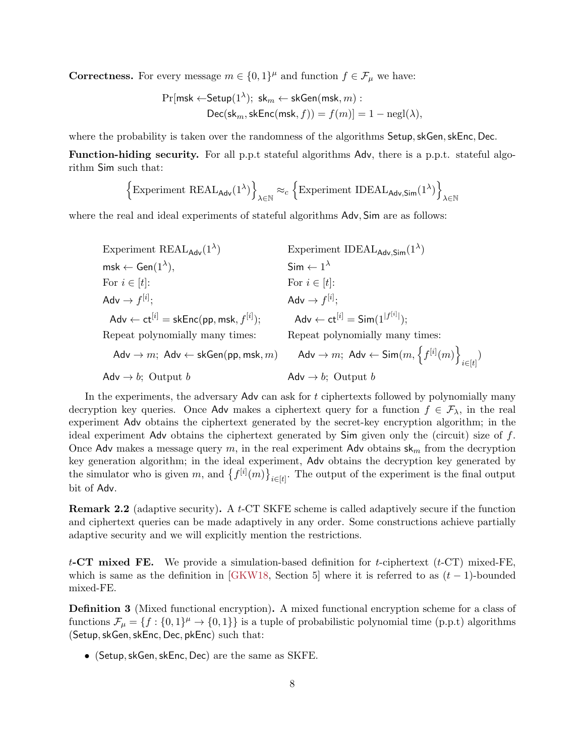**Correctness.** For every message $m \in \{0,1\}^\mu$ and function $f \in \mathcal{F}_\mu$ we have:

$$\Pr[\mathsf{msk} \leftarrow \mathsf{Setup}(1^\lambda);\ \mathsf{sk}_m \leftarrow \mathsf{skGen}(\mathsf{msk}, m) : \\ \mathsf{Dec}(\mathsf{sk}_m, \mathsf{skEnc}(\mathsf{msk}, f)) = f(m)] = 1 - \mathrm{negl}(\lambda),$$

where the probability is taken over the randomness of the algorithms $\mathsf{Setup}, \mathsf{skGen}, \mathsf{skEnc}, \mathsf{Dec}$.

**Function-hiding security.** For all p.p.t stateful algorithms $\mathsf{Adv}$, there is a p.p.t. stateful algorithm $\mathsf{Sim}$ such that:

$$\left\{\text{Experiment REAL}_{\mathsf{Adv}}(1^\lambda)\right\}_{\lambda \in \mathbb{N}} \approx_c \left\{\text{Experiment IDEAL}_{\mathsf{Adv},\mathsf{Sim}}(1^\lambda)\right\}_{\lambda \in \mathbb{N}}$$

where the real and ideal experiments of stateful algorithms $\mathsf{Adv}, \mathsf{Sim}$ are as follows:

| Experiment $\text{REAL}_{\mathsf{Adv}}(1^\lambda)$ | Experiment $\text{IDEAL}_{\mathsf{Adv},\mathsf{Sim}}(1^\lambda)$ |
|---|---|
| $\mathsf{msk} \leftarrow \mathsf{Gen}(1^\lambda)$, | $\mathsf{Sim} \leftarrow 1^\lambda$ |
| For $i \in [t]$: | For $i \in [t]$: |
| $\mathsf{Adv} \rightarrow f^{[i]}$; | $\mathsf{Adv} \rightarrow f^{[i]}$; |
| $\mathsf{Adv} \leftarrow \mathsf{ct}^{[i]} = \mathsf{skEnc}(\mathsf{pp}, \mathsf{msk}, f^{[i]})$; | $\mathsf{Adv} \leftarrow \mathsf{ct}^{[i]} = \mathsf{Sim}(1^{\lvert f^{[i]} \rvert})$; |
| Repeat polynomially many times: | Repeat polynomially many times: |
| $\mathsf{Adv} \rightarrow m;\ \mathsf{Adv} \leftarrow \mathsf{skGen}(\mathsf{pp}, \mathsf{msk}, m)$ | $\mathsf{Adv} \rightarrow m;\ \mathsf{Adv} \leftarrow \mathsf{Sim}(m, \left\{f^{[i]}(m)\right\}_{i \in [t]})$ |
| $\mathsf{Adv} \rightarrow b$; Output $b$ | $\mathsf{Adv} \rightarrow b$; Output $b$ |

In the experiments, the adversary $\mathsf{Adv}$ can ask for $t$ ciphertexts followed by polynomially many decryption key queries. Once $\mathsf{Adv}$ makes a ciphertext query for a function $f \in \mathcal{F}_\lambda$, in the real experiment $\mathsf{Adv}$ obtains the ciphertext generated by the secret-key encryption algorithm; in the ideal experiment $\mathsf{Adv}$ obtains the ciphertext generated by $\mathsf{Sim}$ given only the (circuit) size of $f$. Once $\mathsf{Adv}$ makes a message query $m$, in the real experiment $\mathsf{Adv}$ obtains $\mathsf{sk}_m$ from the decryption key generation algorithm; in the ideal experiment, $\mathsf{Adv}$ obtains the decryption key generated by the simulator who is given $m$, and $\left\{f^{[i]}(m)\right\}_{i \in [t]}$. The output of the experiment is the final output bit of $\mathsf{Adv}$.

**Remark 2.2** (adaptive security)**.** A $t$-CT SKFE scheme is called adaptively secure if the function and ciphertext queries can be made adaptively in any order. Some constructions achieve partially adaptive security and we will explicitly mention the restrictions.

**$t$-CT mixed FE.** We provide a simulation-based definition for $t$-ciphertext ($t$-CT) mixed-FE, which is same as the definition in [GKW18, Section 5] where it is referred to as $(t-1)$-bounded mixed-FE.

**Definition 3** (Mixed functional encryption)**.** A mixed functional encryption scheme for a class of functions $\mathcal{F}_\mu = \{f : \{0,1\}^\mu \rightarrow \{0,1\}\}$ is a tuple of probabilistic polynomial time (p.p.t) algorithms $(\mathsf{Setup}, \mathsf{skGen}, \mathsf{skEnc}, \mathsf{Dec}, \mathsf{pkEnc})$ such that:

- $(\mathsf{Setup}, \mathsf{skGen}, \mathsf{skEnc}, \mathsf{Dec})$ are the same as SKFE.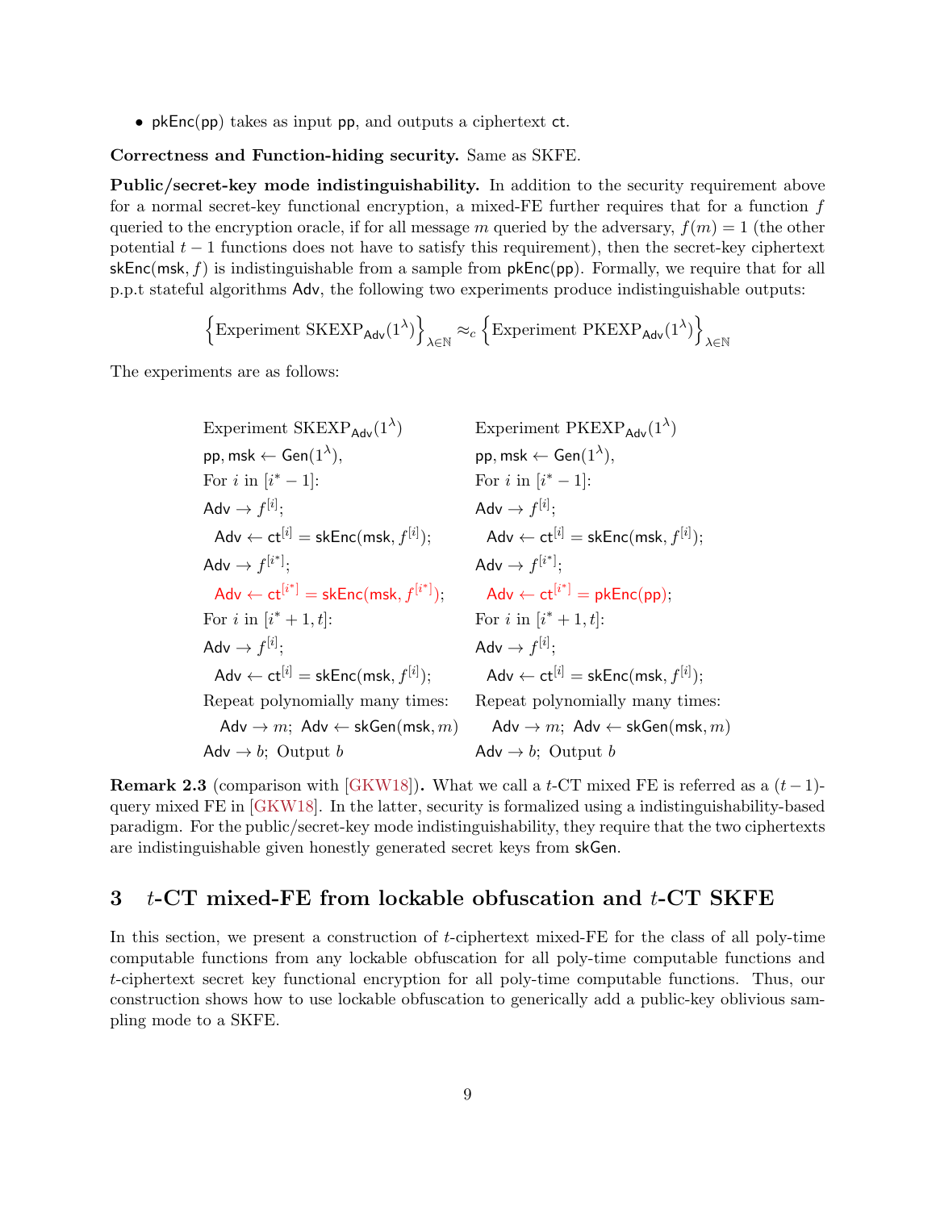- $\mathsf{pkEnc}(\mathsf{pp})$ takes as input $\mathsf{pp}$, and outputs a ciphertext $\mathsf{ct}$.

**Correctness and Function-hiding security.** Same as SKFE.

**Public/secret-key mode indistinguishability.** In addition to the security requirement above for a normal secret-key functional encryption, a mixed-FE further requires that for a function $f$ queried to the encryption oracle, if for all message $m$ queried by the adversary, $f(m) = 1$ (the other potential $t-1$ functions does not have to satisfy this requirement), then the secret-key ciphertext $\mathsf{skEnc}(\mathsf{msk}, f)$ is indistinguishable from a sample from $\mathsf{pkEnc}(\mathsf{pp})$. Formally, we require that for all p.p.t stateful algorithms $\mathsf{Adv}$, the following two experiments produce indistinguishable outputs:

$$\left\{\text{Experiment SKEXP}_{\mathsf{Adv}}(1^\lambda)\right\}_{\lambda\in\mathbb{N}} \approx_c \left\{\text{Experiment PKEXP}_{\mathsf{Adv}}(1^\lambda)\right\}_{\lambda\in\mathbb{N}}$$

The experiments are as follows:

| Experiment $\text{SKEXP}_{\mathsf{Adv}}(1^\lambda)$ | Experiment $\text{PKEXP}_{\mathsf{Adv}}(1^\lambda)$ |
|---|---|
| $\mathsf{pp}, \mathsf{msk} \leftarrow \mathsf{Gen}(1^\lambda)$, | $\mathsf{pp}, \mathsf{msk} \leftarrow \mathsf{Gen}(1^\lambda)$, |
| For $i$ in $[i^*-1]$: | For $i$ in $[i^*-1]$: |
| $\mathsf{Adv} \to f^{[i]}$; | $\mathsf{Adv} \to f^{[i]}$; |
| $\mathsf{Adv} \leftarrow \mathsf{ct}^{[i]} = \mathsf{skEnc}(\mathsf{msk}, f^{[i]})$; | $\mathsf{Adv} \leftarrow \mathsf{ct}^{[i]} = \mathsf{skEnc}(\mathsf{msk}, f^{[i]})$; |
| $\mathsf{Adv} \to f^{[i^*]}$; | $\mathsf{Adv} \to f^{[i^*]}$; |
| $\mathsf{Adv} \leftarrow \mathsf{ct}^{[i^*]} = \mathsf{skEnc}(\mathsf{msk}, f^{[i^*]})$; | $\mathsf{Adv} \leftarrow \mathsf{ct}^{[i^*]} = \mathsf{pkEnc}(\mathsf{pp})$; |
| For $i$ in $[i^*+1, t]$: | For $i$ in $[i^*+1, t]$: |
| $\mathsf{Adv} \to f^{[i]}$; | $\mathsf{Adv} \to f^{[i]}$; |
| $\mathsf{Adv} \leftarrow \mathsf{ct}^{[i]} = \mathsf{skEnc}(\mathsf{msk}, f^{[i]})$; | $\mathsf{Adv} \leftarrow \mathsf{ct}^{[i]} = \mathsf{skEnc}(\mathsf{msk}, f^{[i]})$; |
| Repeat polynomially many times: | Repeat polynomially many times: |
| $\mathsf{Adv} \to m$; $\mathsf{Adv} \leftarrow \mathsf{skGen}(\mathsf{msk}, m)$ | $\mathsf{Adv} \to m$; $\mathsf{Adv} \leftarrow \mathsf{skGen}(\mathsf{msk}, m)$ |
| $\mathsf{Adv} \to b$; Output $b$ | $\mathsf{Adv} \to b$; Output $b$ |

**Remark 2.3** (comparison with [GKW18])**.** What we call a $t$-CT mixed FE is referred as a $(t-1)$-query mixed FE in [GKW18]. In the latter, security is formalized using a indistinguishability-based paradigm. For the public/secret-key mode indistinguishability, they require that the two ciphertexts are indistinguishable given honestly generated secret keys from $\mathsf{skGen}$.

# 3 $t$-CT mixed-FE from lockable obfuscation and $t$-CT SKFE

In this section, we present a construction of $t$-ciphertext mixed-FE for the class of all poly-time computable functions from any lockable obfuscation for all poly-time computable functions and $t$-ciphertext secret key functional encryption for all poly-time computable functions. Thus, our construction shows how to use lockable obfuscation to generically add a public-key oblivious sampling mode to a SKFE.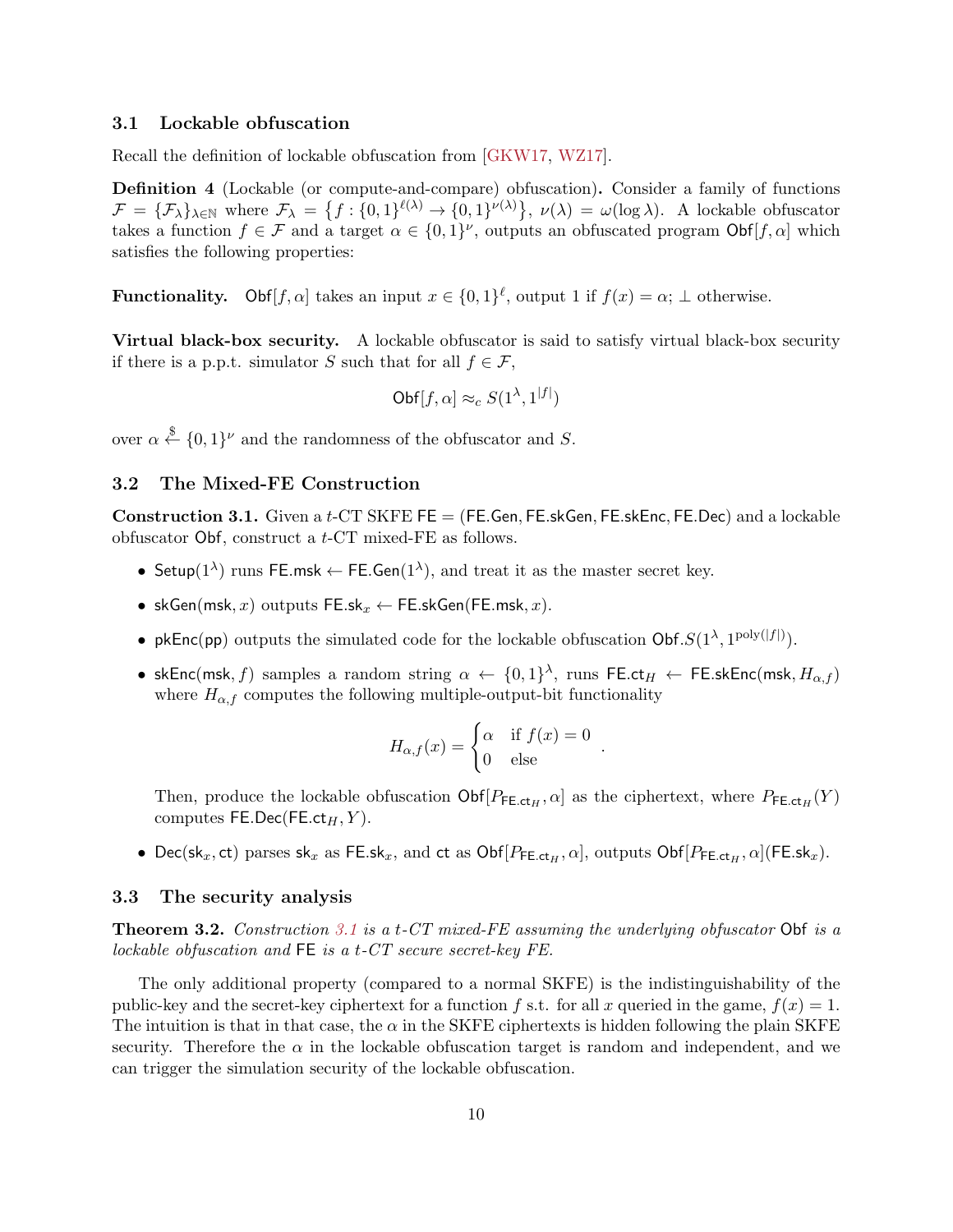### 3.1 Lockable obfuscation

Recall the definition of lockable obfuscation from [GKW17, WZ17].

**Definition 4** (Lockable (or compute-and-compare) obfuscation)**.** Consider a family of functions $\mathcal{F} = \{\mathcal{F}_\lambda\}_{\lambda \in \mathbb{N}}$ where $\mathcal{F}_\lambda = \left\{f : \{0,1\}^{\ell(\lambda)} \to \{0,1\}^{\nu(\lambda)}\right\}$, $\nu(\lambda) = \omega(\log \lambda)$. A lockable obfuscator takes a function $f \in \mathcal{F}$ and a target $\alpha \in \{0,1\}^\nu$, outputs an obfuscated program $\mathsf{Obf}[f, \alpha]$ which satisfies the following properties:

**Functionality.** $\mathsf{Obf}[f, \alpha]$ takes an input $x \in \{0,1\}^\ell$, output 1 if $f(x) = \alpha$; $\perp$ otherwise.

**Virtual black-box security.** A lockable obfuscator is said to satisfy virtual black-box security if there is a p.p.t. simulator $S$ such that for all $f \in \mathcal{F}$,

$$\mathsf{Obf}[f, \alpha] \approx_c S(1^\lambda, 1^{|f|})$$

over $\alpha \xleftarrow{\$} \{0,1\}^\nu$ and the randomness of the obfuscator and $S$.

### 3.2 The Mixed-FE Construction

**Construction 3.1.** Given a $t$-CT SKFE $\mathsf{FE} = (\mathsf{FE.Gen}, \mathsf{FE.skGen}, \mathsf{FE.skEnc}, \mathsf{FE.Dec})$ and a lockable obfuscator $\mathsf{Obf}$, construct a $t$-CT mixed-FE as follows.

- $\mathsf{Setup}(1^\lambda)$ runs $\mathsf{FE.msk} \leftarrow \mathsf{FE.Gen}(1^\lambda)$, and treat it as the master secret key.
- $\mathsf{skGen}(\mathsf{msk}, x)$ outputs $\mathsf{FE.sk}_x \leftarrow \mathsf{FE.skGen}(\mathsf{FE.msk}, x)$.
- $\mathsf{pkEnc}(\mathsf{pp})$ outputs the simulated code for the lockable obfuscation $\mathsf{Obf}.S(1^\lambda, 1^{\mathrm{poly}(|f|)})$.
- $\mathsf{skEnc}(\mathsf{msk}, f)$ samples a random string $\alpha \leftarrow \{0,1\}^\lambda$, runs $\mathsf{FE.ct}_H \leftarrow \mathsf{FE.skEnc}(\mathsf{msk}, H_{\alpha,f})$ where $H_{\alpha,f}$ computes the following multiple-output-bit functionality

$$H_{\alpha,f}(x) = \begin{cases} \alpha & \text{if } f(x) = 0 \\ 0 & \text{else} \end{cases}.$$

  Then, produce the lockable obfuscation $\mathsf{Obf}[P_{\mathsf{FE.ct}_H}, \alpha]$ as the ciphertext, where $P_{\mathsf{FE.ct}_H}(Y)$ computes $\mathsf{FE.Dec}(\mathsf{FE.ct}_H, Y)$.
- $\mathsf{Dec}(\mathsf{sk}_x, \mathsf{ct})$ parses $\mathsf{sk}_x$ as $\mathsf{FE.sk}_x$, and $\mathsf{ct}$ as $\mathsf{Obf}[P_{\mathsf{FE.ct}_H}, \alpha]$, outputs $\mathsf{Obf}[P_{\mathsf{FE.ct}_H}, \alpha](\mathsf{FE.sk}_x)$.

### 3.3 The security analysis

**Theorem 3.2.** *Construction 3.1 is a $t$-CT mixed-FE assuming the underlying obfuscator* $\mathsf{Obf}$ *is a lockable obfuscation and* $\mathsf{FE}$ *is a $t$-CT secure secret-key FE.*

The only additional property (compared to a normal SKFE) is the indistinguishability of the public-key and the secret-key ciphertext for a function $f$ s.t. for all $x$ queried in the game, $f(x) = 1$. The intuition is that in that case, the $\alpha$ in the SKFE ciphertexts is hidden following the plain SKFE security. Therefore the $\alpha$ in the lockable obfuscation target is random and independent, and we can trigger the simulation security of the lockable obfuscation.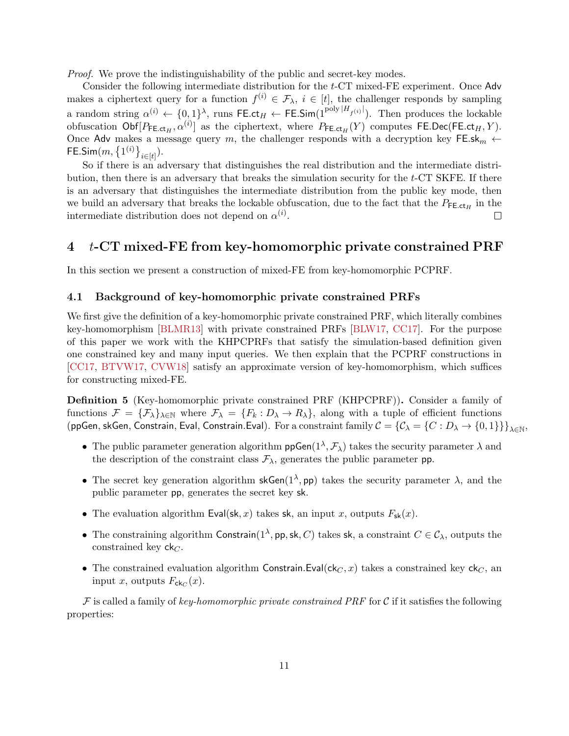*Proof.* We prove the indistinguishability of the public and secret-key modes.

Consider the following intermediate distribution for the $t$-CT mixed-FE experiment. Once $\mathsf{Adv}$ makes a ciphertext query for a function $f^{(i)} \in \mathcal{F}_\lambda$, $i \in [t]$, the challenger responds by sampling a random string $\alpha^{(i)} \leftarrow \{0,1\}^\lambda$, runs $\mathsf{FE.ct}_H \leftarrow \mathsf{FE.Sim}(1^{\mathrm{poly}\,|H_{f^{(i)}}|})$. Then produces the lockable obfuscation $\mathsf{Obf}[P_{\mathsf{FE.ct}_H}, \alpha^{(i)}]$ as the ciphertext, where $P_{\mathsf{FE.ct}_H}(Y)$ computes $\mathsf{FE.Dec}(\mathsf{FE.ct}_H, Y)$. Once $\mathsf{Adv}$ makes a message query $m$, the challenger responds with a decryption key $\mathsf{FE.sk}_m \leftarrow \mathsf{FE.Sim}(m, \{1^{(i)}\}_{i\in[t]})$.

So if there is an adversary that distinguishes the real distribution and the intermediate distribution, then there is an adversary that breaks the simulation security for the $t$-CT SKFE. If there is an adversary that distinguishes the intermediate distribution from the public key mode, then we build an adversary that breaks the lockable obfuscation, due to the fact that the $P_{\mathsf{FE.ct}_H}$ in the intermediate distribution does not depend on $\alpha^{(i)}$. □

# 4 $t$-CT mixed-FE from key-homomorphic private constrained PRF

In this section we present a construction of mixed-FE from key-homomorphic PCPRF.

## 4.1 Background of key-homomorphic private constrained PRFs

We first give the definition of a key-homomorphic private constrained PRF, which literally combines key-homomorphism [BLMR13] with private constrained PRFs [BLW17, CC17]. For the purpose of this paper we work with the KHPCPRFs that satisfy the simulation-based definition given one constrained key and many input queries. We then explain that the PCPRF constructions in [CC17, BTVW17, CVW18] satisfy an approximate version of key-homomorphism, which suffices for constructing mixed-FE.

**Definition 5** (Key-homomorphic private constrained PRF (KHPCPRF))**.** Consider a family of functions $\mathcal{F} = \{\mathcal{F}_\lambda\}_{\lambda\in\mathbb{N}}$ where $\mathcal{F}_\lambda = \{F_k : D_\lambda \to R_\lambda\}$, along with a tuple of efficient functions ($\mathsf{ppGen}$, $\mathsf{skGen}$, $\mathsf{Constrain}$, $\mathsf{Eval}$, $\mathsf{Constrain.Eval}$). For a constraint family $\mathcal{C} = \{\mathcal{C}_\lambda = \{C : D_\lambda \to \{0,1\}\}\}_{\lambda\in\mathbb{N}}$,

- The public parameter generation algorithm $\mathsf{ppGen}(1^\lambda, \mathcal{F}_\lambda)$ takes the security parameter $\lambda$ and the description of the constraint class $\mathcal{F}_\lambda$, generates the public parameter $\mathsf{pp}$.
- The secret key generation algorithm $\mathsf{skGen}(1^\lambda, \mathsf{pp})$ takes the security parameter $\lambda$, and the public parameter $\mathsf{pp}$, generates the secret key $\mathsf{sk}$.
- The evaluation algorithm $\mathsf{Eval}(\mathsf{sk}, x)$ takes $\mathsf{sk}$, an input $x$, outputs $F_{\mathsf{sk}}(x)$.
- The constraining algorithm $\mathsf{Constrain}(1^\lambda, \mathsf{pp}, \mathsf{sk}, C)$ takes $\mathsf{sk}$, a constraint $C \in \mathcal{C}_\lambda$, outputs the constrained key $\mathsf{ck}_C$.
- The constrained evaluation algorithm $\mathsf{Constrain.Eval}(\mathsf{ck}_C, x)$ takes a constrained key $\mathsf{ck}_C$, an input $x$, outputs $F_{\mathsf{ck}_C}(x)$.

$\mathcal{F}$ is called a family of *key-homomorphic private constrained PRF* for $\mathcal{C}$ if it satisfies the following properties: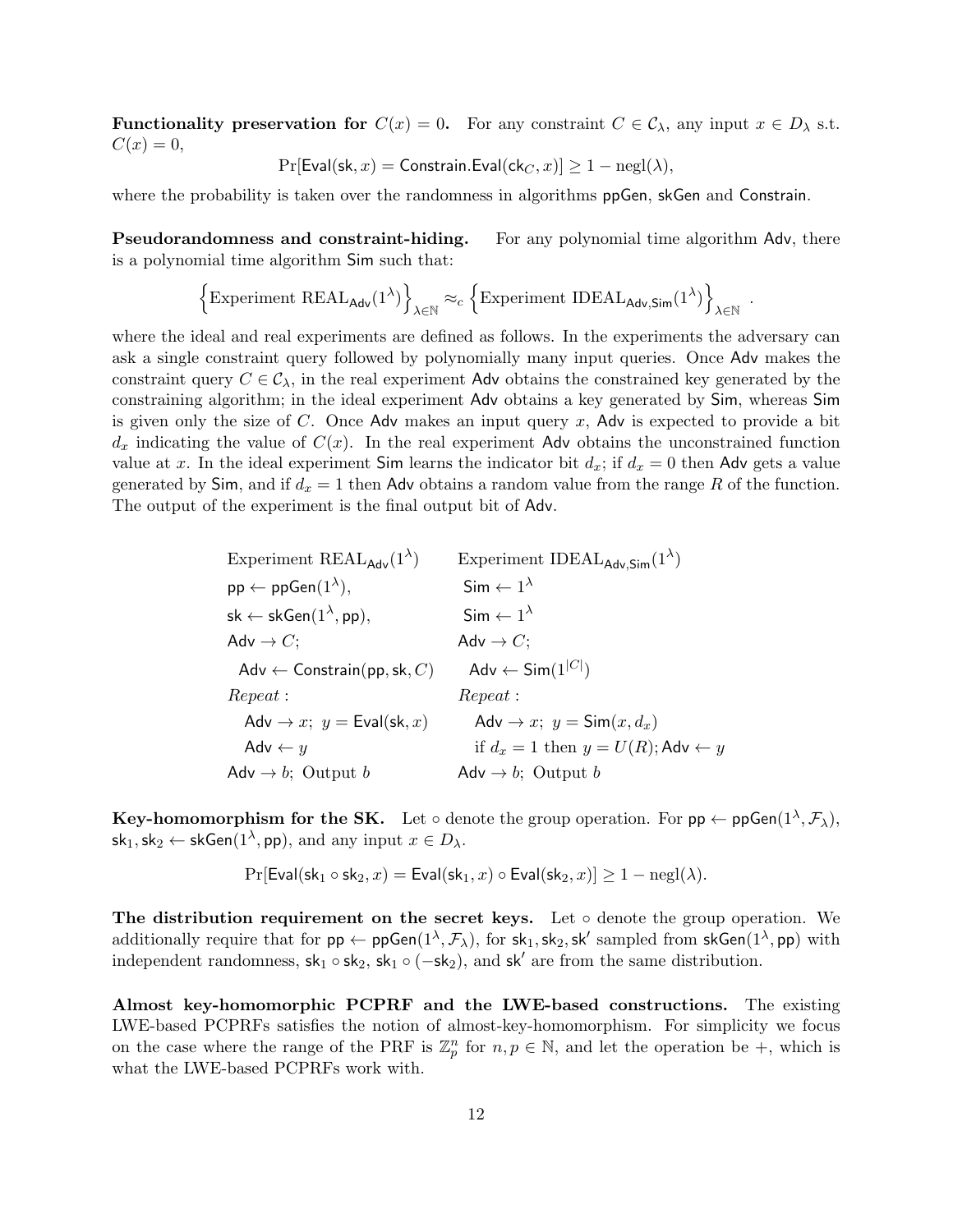**Functionality preservation for $C(x) = 0$.** For any constraint $C \in \mathcal{C}_\lambda$, any input $x \in D_\lambda$ s.t. $C(x) = 0$,

$$\Pr[\mathsf{Eval}(\mathsf{sk}, x) = \mathsf{Constrain.Eval}(\mathsf{ck}_C, x)] \geq 1 - \mathrm{negl}(\lambda),$$

where the probability is taken over the randomness in algorithms $\mathsf{ppGen}$, $\mathsf{skGen}$ and $\mathsf{Constrain}$.

**Pseudorandomness and constraint-hiding.** For any polynomial time algorithm $\mathsf{Adv}$, there is a polynomial time algorithm $\mathsf{Sim}$ such that:

$$\left\{\text{Experiment REAL}_{\mathsf{Adv}}(1^\lambda)\right\}_{\lambda\in\mathbb{N}} \approx_c \left\{\text{Experiment IDEAL}_{\mathsf{Adv},\mathsf{Sim}}(1^\lambda)\right\}_{\lambda\in\mathbb{N}} .$$

where the ideal and real experiments are defined as follows. In the experiments the adversary can ask a single constraint query followed by polynomially many input queries. Once $\mathsf{Adv}$ makes the constraint query $C \in \mathcal{C}_\lambda$, in the real experiment $\mathsf{Adv}$ obtains the constrained key generated by the constraining algorithm; in the ideal experiment $\mathsf{Adv}$ obtains a key generated by $\mathsf{Sim}$, whereas $\mathsf{Sim}$ is given only the size of $C$. Once $\mathsf{Adv}$ makes an input query $x$, $\mathsf{Adv}$ is expected to provide a bit $d_x$ indicating the value of $C(x)$. In the real experiment $\mathsf{Adv}$ obtains the unconstrained function value at $x$. In the ideal experiment $\mathsf{Sim}$ learns the indicator bit $d_x$; if $d_x = 0$ then $\mathsf{Adv}$ gets a value generated by $\mathsf{Sim}$, and if $d_x = 1$ then $\mathsf{Adv}$ obtains a random value from the range $R$ of the function. The output of the experiment is the final output bit of $\mathsf{Adv}$.

| Experiment $\text{REAL}_{\mathsf{Adv}}(1^\lambda)$ | Experiment $\text{IDEAL}_{\mathsf{Adv},\mathsf{Sim}}(1^\lambda)$ |
|---|---|
| $\mathsf{pp} \leftarrow \mathsf{ppGen}(1^\lambda)$, | $\mathsf{Sim} \leftarrow 1^\lambda$ |
| $\mathsf{sk} \leftarrow \mathsf{skGen}(1^\lambda, \mathsf{pp})$, | $\mathsf{Sim} \leftarrow 1^\lambda$ |
| $\mathsf{Adv} \rightarrow C$; | $\mathsf{Adv} \rightarrow C$; |
| $\mathsf{Adv} \leftarrow \mathsf{Constrain}(\mathsf{pp}, \mathsf{sk}, C)$ | $\mathsf{Adv} \leftarrow \mathsf{Sim}(1^{\lvert C\rvert})$ |
| *Repeat* : | *Repeat* : |
| $\mathsf{Adv} \rightarrow x;\ y = \mathsf{Eval}(\mathsf{sk}, x)$ | $\mathsf{Adv} \rightarrow x;\ y = \mathsf{Sim}(x, d_x)$ |
| $\mathsf{Adv} \leftarrow y$ | if $d_x = 1$ then $y = U(R); \mathsf{Adv} \leftarrow y$ |
| $\mathsf{Adv} \rightarrow b$; Output $b$ | $\mathsf{Adv} \rightarrow b$; Output $b$ |

**Key-homomorphism for the SK.** Let $\circ$ denote the group operation. For $\mathsf{pp} \leftarrow \mathsf{ppGen}(1^\lambda, \mathcal{F}_\lambda)$, $\mathsf{sk}_1, \mathsf{sk}_2 \leftarrow \mathsf{skGen}(1^\lambda, \mathsf{pp})$, and any input $x \in D_\lambda$.

$$\Pr[\mathsf{Eval}(\mathsf{sk}_1 \circ \mathsf{sk}_2, x) = \mathsf{Eval}(\mathsf{sk}_1, x) \circ \mathsf{Eval}(\mathsf{sk}_2, x)] \geq 1 - \mathrm{negl}(\lambda).$$

**The distribution requirement on the secret keys.** Let $\circ$ denote the group operation. We additionally require that for $\mathsf{pp} \leftarrow \mathsf{ppGen}(1^\lambda, \mathcal{F}_\lambda)$, for $\mathsf{sk}_1, \mathsf{sk}_2, \mathsf{sk}'$ sampled from $\mathsf{skGen}(1^\lambda, \mathsf{pp})$ with independent randomness, $\mathsf{sk}_1 \circ \mathsf{sk}_2$, $\mathsf{sk}_1 \circ (-\mathsf{sk}_2)$, and $\mathsf{sk}'$ are from the same distribution.

**Almost key-homomorphic PCPRF and the LWE-based constructions.** The existing LWE-based PCPRFs satisfies the notion of almost-key-homomorphism. For simplicity we focus on the case where the range of the PRF is $\mathbb{Z}_p^n$ for $n, p \in \mathbb{N}$, and let the operation be $+$, which is what the LWE-based PCPRFs work with.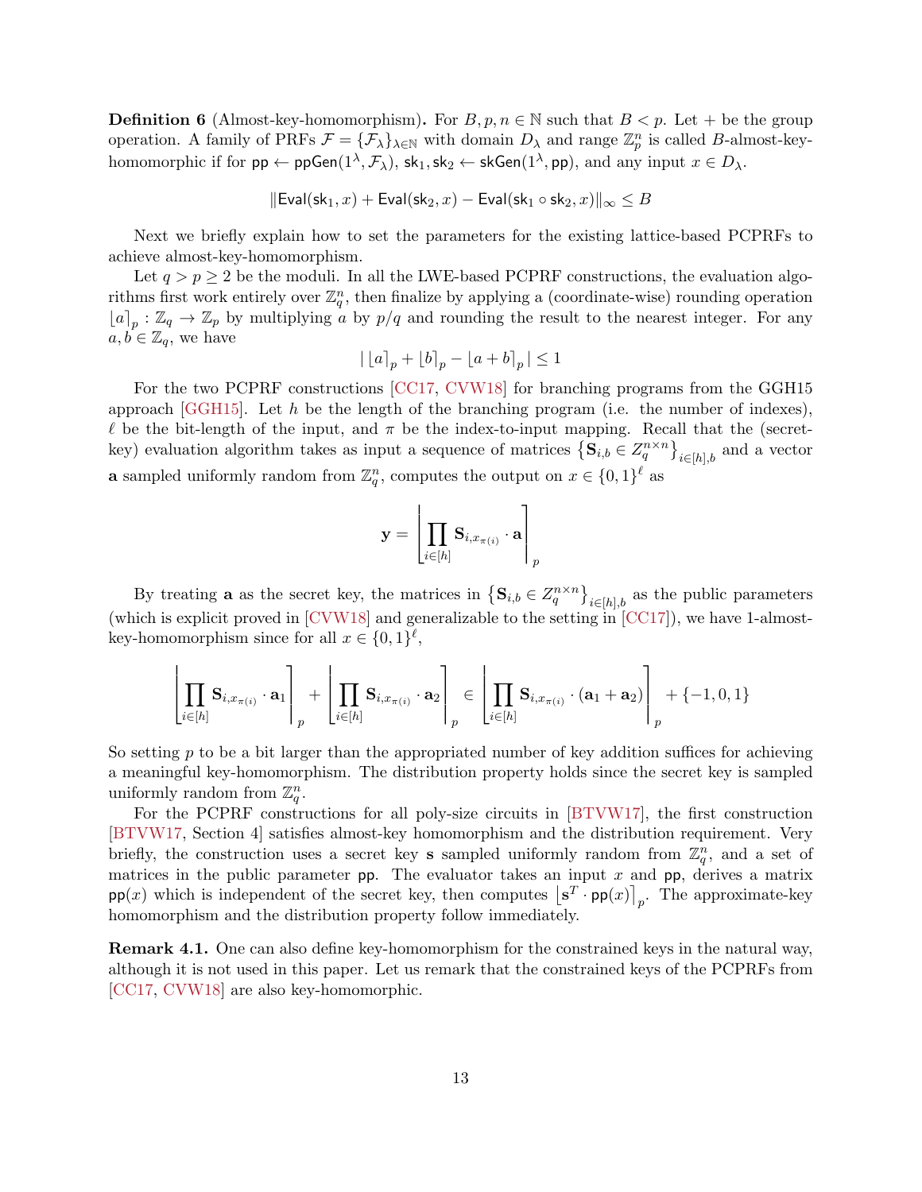**Definition 6** (Almost-key-homomorphism)**.** For $B, p, n \in \mathbb{N}$ such that $B < p$. Let $+$ be the group operation. A family of PRFs $\mathcal{F} = \{\mathcal{F}_\lambda\}_{\lambda \in \mathbb{N}}$ with domain $D_\lambda$ and range $\mathbb{Z}_p^n$ is called $B$-almost-key-homomorphic if for $\mathsf{pp} \leftarrow \mathsf{ppGen}(1^\lambda, \mathcal{F}_\lambda)$, $\mathsf{sk}_1, \mathsf{sk}_2 \leftarrow \mathsf{skGen}(1^\lambda, \mathsf{pp})$, and any input $x \in D_\lambda$.

$$\|\mathsf{Eval}(\mathsf{sk}_1, x) + \mathsf{Eval}(\mathsf{sk}_2, x) - \mathsf{Eval}(\mathsf{sk}_1 \circ \mathsf{sk}_2, x)\|_\infty \leq B$$

Next we briefly explain how to set the parameters for the existing lattice-based PCPRFs to achieve almost-key-homomorphism.

Let $q > p \geq 2$ be the moduli. In all the LWE-based PCPRF constructions, the evaluation algorithms first work entirely over $\mathbb{Z}_q^n$, then finalize by applying a (coordinate-wise) rounding operation $\lfloor a \rceil_p : \mathbb{Z}_q \to \mathbb{Z}_p$ by multiplying $a$ by $p/q$ and rounding the result to the nearest integer. For any $a, b \in \mathbb{Z}_q$, we have

$$|\lfloor a \rceil_p + \lfloor b \rceil_p - \lfloor a + b \rceil_p| \leq 1$$

For the two PCPRF constructions [CC17, CVW18] for branching programs from the GGH15 approach [GGH15]. Let $h$ be the length of the branching program (i.e. the number of indexes), $\ell$ be the bit-length of the input, and $\pi$ be the index-to-input mapping. Recall that the (secret-key) evaluation algorithm takes as input a sequence of matrices $\left\{\mathbf{S}_{i,b} \in Z_q^{n \times n}\right\}_{i \in [h], b}$ and a vector $\mathbf{a}$ sampled uniformly random from $\mathbb{Z}_q^n$, computes the output on $x \in \{0,1\}^\ell$ as

$$\mathbf{y} = \left\lfloor \prod_{i \in [h]} \mathbf{S}_{i, x_{\pi(i)}} \cdot \mathbf{a} \right\rceil_p$$

By treating $\mathbf{a}$ as the secret key, the matrices in $\left\{\mathbf{S}_{i,b} \in Z_q^{n \times n}\right\}_{i \in [h], b}$ as the public parameters (which is explicit proved in [CVW18] and generalizable to the setting in [CC17]), we have 1-almost-key-homomorphism since for all $x \in \{0,1\}^\ell$,

$$\left\lfloor \prod_{i \in [h]} \mathbf{S}_{i, x_{\pi(i)}} \cdot \mathbf{a}_1 \right\rceil_p + \left\lfloor \prod_{i \in [h]} \mathbf{S}_{i, x_{\pi(i)}} \cdot \mathbf{a}_2 \right\rceil_p \in \left\lfloor \prod_{i \in [h]} \mathbf{S}_{i, x_{\pi(i)}} \cdot (\mathbf{a}_1 + \mathbf{a}_2) \right\rceil_p + \{-1, 0, 1\}$$

So setting $p$ to be a bit larger than the appropriated number of key addition suffices for achieving a meaningful key-homomorphism. The distribution property holds since the secret key is sampled uniformly random from $\mathbb{Z}_q^n$.

For the PCPRF constructions for all poly-size circuits in [BTVW17], the first construction [BTVW17, Section 4] satisfies almost-key homomorphism and the distribution requirement. Very briefly, the construction uses a secret key $\mathbf{s}$ sampled uniformly random from $\mathbb{Z}_q^n$, and a set of matrices in the public parameter $\mathsf{pp}$. The evaluator takes an input $x$ and $\mathsf{pp}$, derives a matrix $\mathsf{pp}(x)$ which is independent of the secret key, then computes $\lfloor \mathbf{s}^T \cdot \mathsf{pp}(x) \rceil_p$. The approximate-key homomorphism and the distribution property follow immediately.

**Remark 4.1.** One can also define key-homomorphism for the constrained keys in the natural way, although it is not used in this paper. Let us remark that the constrained keys of the PCPRFs from [CC17, CVW18] are also key-homomorphic.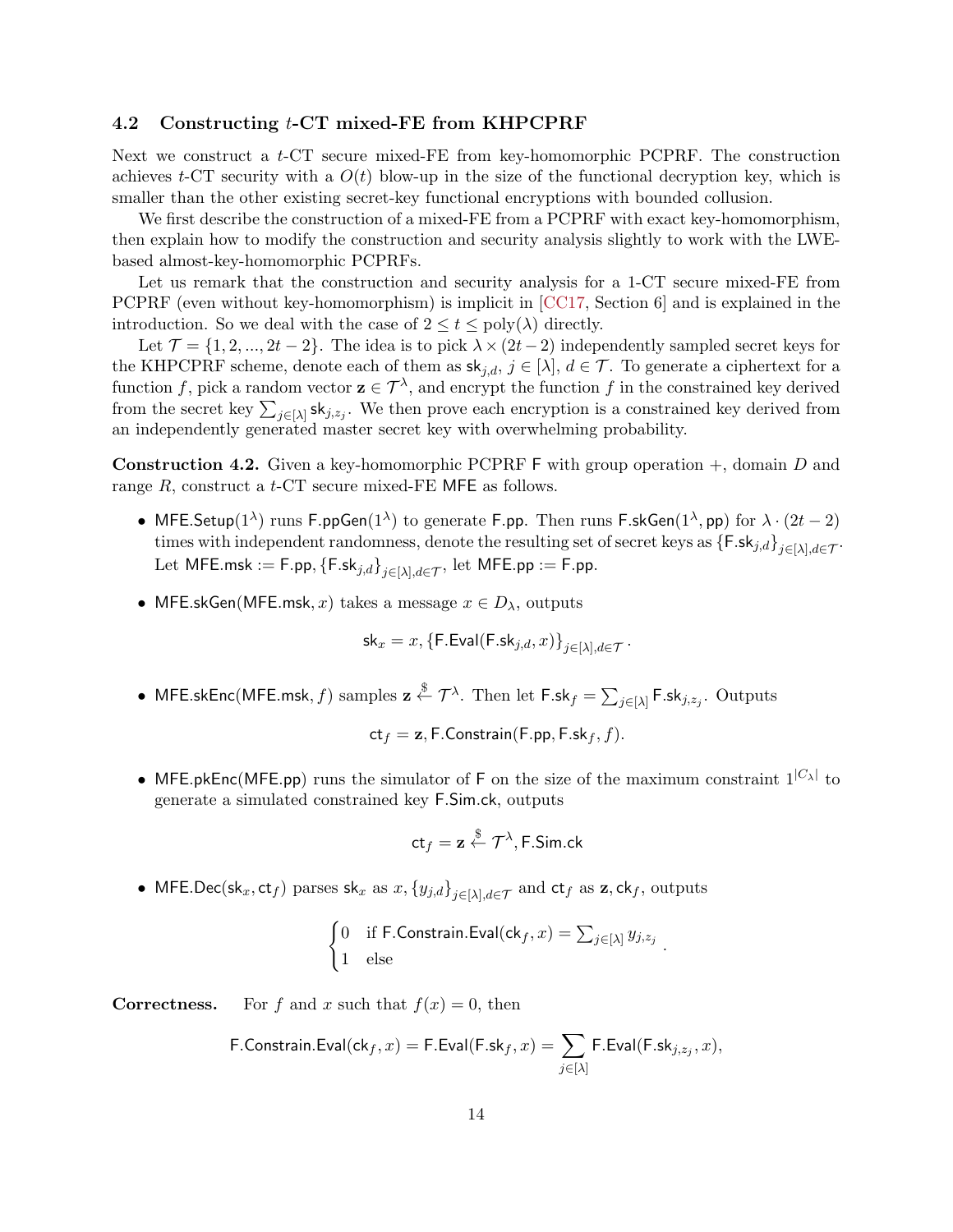### 4.2 Constructing $t$-CT mixed-FE from KHPCPRF

Next we construct a $t$-CT secure mixed-FE from key-homomorphic PCPRF. The construction achieves $t$-CT security with a $O(t)$ blow-up in the size of the functional decryption key, which is smaller than the other existing secret-key functional encryptions with bounded collusion.

We first describe the construction of a mixed-FE from a PCPRF with exact key-homomorphism, then explain how to modify the construction and security analysis slightly to work with the LWE-based almost-key-homomorphic PCPRFs.

Let us remark that the construction and security analysis for a 1-CT secure mixed-FE from PCPRF (even without key-homomorphism) is implicit in [CC17, Section 6] and is explained in the introduction. So we deal with the case of $2 \le t \le \text{poly}(\lambda)$ directly.

Let $\mathcal{T} = \{1, 2, ..., 2t-2\}$. The idea is to pick $\lambda \times (2t-2)$ independently sampled secret keys for the KHPCPRF scheme, denote each of them as $\mathsf{sk}_{j,d}$, $j \in [\lambda]$, $d \in \mathcal{T}$. To generate a ciphertext for a function $f$, pick a random vector $\mathbf{z} \in \mathcal{T}^\lambda$, and encrypt the function $f$ in the constrained key derived from the secret key $\sum_{j\in[\lambda]} \mathsf{sk}_{j,z_j}$. We then prove each encryption is a constrained key derived from an independently generated master secret key with overwhelming probability.

**Construction 4.2.** Given a key-homomorphic PCPRF $\mathsf{F}$ with group operation $+$, domain $D$ and range $R$, construct a $t$-CT secure mixed-FE $\mathsf{MFE}$ as follows.

- $\mathsf{MFE.Setup}(1^\lambda)$ runs $\mathsf{F.ppGen}(1^\lambda)$ to generate $\mathsf{F.pp}$. Then runs $\mathsf{F.skGen}(1^\lambda, \mathsf{pp})$ for $\lambda \cdot (2t-2)$ times with independent randomness, denote the resulting set of secret keys as $\{\mathsf{F.sk}_{j,d}\}_{j\in[\lambda], d\in\mathcal{T}}$. Let $\mathsf{MFE.msk} := \mathsf{F.pp}, \{\mathsf{F.sk}_{j,d}\}_{j\in[\lambda], d\in\mathcal{T}}$, let $\mathsf{MFE.pp} := \mathsf{F.pp}$.

- $\mathsf{MFE.skGen}(\mathsf{MFE.msk}, x)$ takes a message $x \in D_\lambda$, outputs
$$\mathsf{sk}_x = x, \{\mathsf{F.Eval}(\mathsf{F.sk}_{j,d}, x)\}_{j\in[\lambda], d\in\mathcal{T}}.$$

- $\mathsf{MFE.skEnc}(\mathsf{MFE.msk}, f)$ samples $\mathbf{z} \xleftarrow{\$} \mathcal{T}^\lambda$. Then let $\mathsf{F.sk}_f = \sum_{j\in[\lambda]} \mathsf{F.sk}_{j,z_j}$. Outputs
$$\mathsf{ct}_f = \mathbf{z}, \mathsf{F.Constrain}(\mathsf{F.pp}, \mathsf{F.sk}_f, f).$$

- $\mathsf{MFE.pkEnc}(\mathsf{MFE.pp})$ runs the simulator of $\mathsf{F}$ on the size of the maximum constraint $1^{|C_\lambda|}$ to generate a simulated constrained key $\mathsf{F.Sim.ck}$, outputs
$$\mathsf{ct}_f = \mathbf{z} \xleftarrow{\$} \mathcal{T}^\lambda, \mathsf{F.Sim.ck}$$

- $\mathsf{MFE.Dec}(\mathsf{sk}_x, \mathsf{ct}_f)$ parses $\mathsf{sk}_x$ as $x, \{y_{j,d}\}_{j\in[\lambda], d\in\mathcal{T}}$ and $\mathsf{ct}_f$ as $\mathbf{z}, \mathsf{ck}_f$, outputs
$$\begin{cases} 0 & \text{if } \mathsf{F.Constrain.Eval}(\mathsf{ck}_f, x) = \sum_{j\in[\lambda]} y_{j,z_j} \\ 1 & \text{else} \end{cases}.$$

**Correctness.** For $f$ and $x$ such that $f(x) = 0$, then
$$\mathsf{F.Constrain.Eval}(\mathsf{ck}_f, x) = \mathsf{F.Eval}(\mathsf{F.sk}_f, x) = \sum_{j\in[\lambda]} \mathsf{F.Eval}(\mathsf{F.sk}_{j,z_j}, x),$$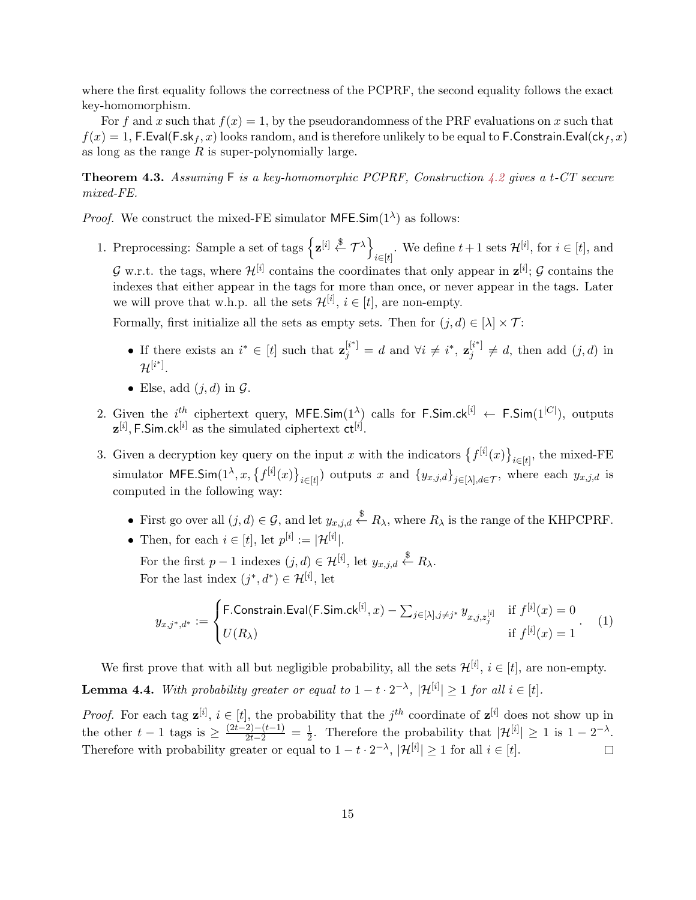where the first equality follows the correctness of the PCPRF, the second equality follows the exact key-homomorphism.

For $f$ and $x$ such that $f(x) = 1$, by the pseudorandomness of the PRF evaluations on $x$ such that $f(x) = 1$, $\mathsf{F.Eval}(\mathsf{F.sk}_f, x)$ looks random, and is therefore unlikely to be equal to $\mathsf{F.Constrain.Eval}(\mathsf{ck}_f, x)$ as long as the range $R$ is super-polynomially large.

**Theorem 4.3.** *Assuming* $\mathsf{F}$ *is a key-homomorphic PCPRF, Construction 4.2 gives a $t$-CT secure mixed-FE.*

*Proof.* We construct the mixed-FE simulator $\mathsf{MFE.Sim}(1^\lambda)$ as follows:

1. Preprocessing: Sample a set of tags $\left\{\mathbf{z}^{[i]} \xleftarrow{\$} \mathcal{T}^\lambda\right\}_{i\in[t]}$. We define $t+1$ sets $\mathcal{H}^{[i]}$, for $i \in [t]$, and $\mathcal{G}$ w.r.t. the tags, where $\mathcal{H}^{[i]}$ contains the coordinates that only appear in $\mathbf{z}^{[i]}$; $\mathcal{G}$ contains the indexes that either appear in the tags for more than once, or never appear in the tags. Later we will prove that w.h.p. all the sets $\mathcal{H}^{[i]}$, $i \in [t]$, are non-empty.

   Formally, first initialize all the sets as empty sets. Then for $(j, d) \in [\lambda] \times \mathcal{T}$:

   - If there exists an $i^* \in [t]$ such that $\mathbf{z}_j^{[i^*]} = d$ and $\forall i \neq i^*$, $\mathbf{z}_j^{[i^*]} \neq d$, then add $(j, d)$ in $\mathcal{H}^{[i^*]}$.
   - Else, add $(j, d)$ in $\mathcal{G}$.

2. Given the $i^{th}$ ciphertext query, $\mathsf{MFE.Sim}(1^\lambda)$ calls for $\mathsf{F.Sim.ck}^{[i]} \leftarrow \mathsf{F.Sim}(1^{|C|})$, outputs $\mathbf{z}^{[i]}, \mathsf{F.Sim.ck}^{[i]}$ as the simulated ciphertext $\mathsf{ct}^{[i]}$.

3. Given a decryption key query on the input $x$ with the indicators $\left\{f^{[i]}(x)\right\}_{i\in[t]}$, the mixed-FE simulator $\mathsf{MFE.Sim}(1^\lambda, x, \left\{f^{[i]}(x)\right\}_{i\in[t]})$ outputs $x$ and $\{y_{x,j,d}\}_{j\in[\lambda], d\in\mathcal{T}}$, where each $y_{x,j,d}$ is computed in the following way:

   - First go over all $(j, d) \in \mathcal{G}$, and let $y_{x,j,d} \xleftarrow{\$} R_\lambda$, where $R_\lambda$ is the range of the KHPCPRF.
   - Then, for each $i \in [t]$, let $p^{[i]} := |\mathcal{H}^{[i]}|$.

     For the first $p - 1$ indexes $(j, d) \in \mathcal{H}^{[i]}$, let $y_{x,j,d} \xleftarrow{\$} R_\lambda$.

     For the last index $(j^*, d^*) \in \mathcal{H}^{[i]}$, let

$$
y_{x,j^*,d^*} := \begin{cases} \mathsf{F.Constrain.Eval}(\mathsf{F.Sim.ck}^{[i]}, x) - \sum_{j\in[\lambda], j\neq j^*} y_{x,j,z_j^{[i]}} & \text{if } f^{[i]}(x) = 0 \\ U(R_\lambda) & \text{if } f^{[i]}(x) = 1 \end{cases}. \quad (1)
$$

We first prove that with all but negligible probability, all the sets $\mathcal{H}^{[i]}$, $i \in [t]$, are non-empty.

**Lemma 4.4.** *With probability greater or equal to $1 - t \cdot 2^{-\lambda}$, $|\mathcal{H}^{[i]}| \geq 1$ for all $i \in [t]$.*

*Proof.* For each tag $\mathbf{z}^{[i]}$, $i \in [t]$, the probability that the $j^{th}$ coordinate of $\mathbf{z}^{[i]}$ does not show up in the other $t - 1$ tags is $\geq \frac{(2t-2)-(t-1)}{2t-2} = \frac{1}{2}$. Therefore the probability that $|\mathcal{H}^{[i]}| \geq 1$ is $1 - 2^{-\lambda}$. Therefore with probability greater or equal to $1 - t \cdot 2^{-\lambda}$, $|\mathcal{H}^{[i]}| \geq 1$ for all $i \in [t]$. $\square$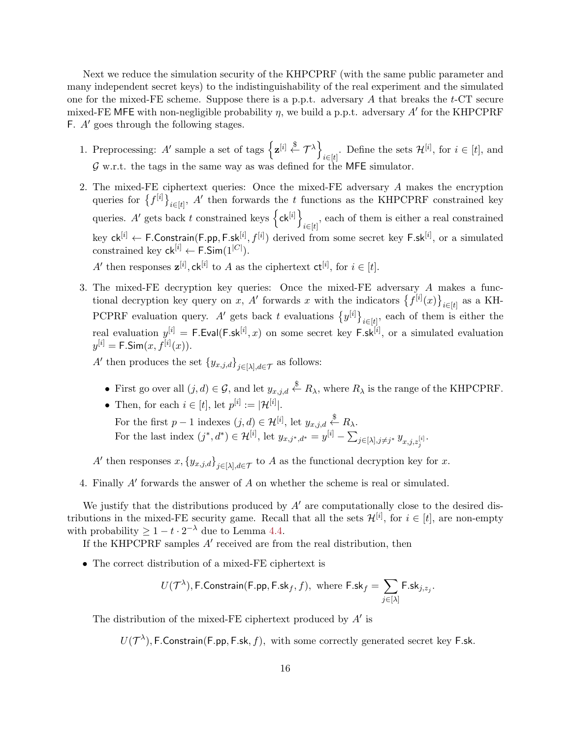Next we reduce the simulation security of the KHPCPRF (with the same public parameter and many independent secret keys) to the indistinguishability of the real experiment and the simulated one for the mixed-FE scheme. Suppose there is a p.p.t. adversary $A$ that breaks the $t$-CT secure mixed-FE $\mathsf{MFE}$ with non-negligible probability $\eta$, we build a p.p.t. adversary $A'$ for the KHPCPRF $\mathsf{F}$. $A'$ goes through the following stages.

1. Preprocessing: $A'$ sample a set of tags $\left\{\mathbf{z}^{[i]} \xleftarrow{\$} \mathcal{T}^{\lambda}\right\}_{i\in[t]}$. Define the sets $\mathcal{H}^{[i]}$, for $i \in [t]$, and $\mathcal{G}$ w.r.t. the tags in the same way as was defined for the $\mathsf{MFE}$ simulator.

2. The mixed-FE ciphertext queries: Once the mixed-FE adversary $A$ makes the encryption queries for $\left\{f^{[i]}\right\}_{i\in[t]}$, $A'$ then forwards the $t$ functions as the KHPCPRF constrained key queries. $A'$ gets back $t$ constrained keys $\left\{\mathsf{ck}^{[i]}\right\}_{i\in[t]}$, each of them is either a real constrained key $\mathsf{ck}^{[i]} \leftarrow \mathsf{F.Constrain}(\mathsf{F.pp}, \mathsf{F.sk}^{[i]}, f^{[i]})$ derived from some secret key $\mathsf{F.sk}^{[i]}$, or a simulated constrained key $\mathsf{ck}^{[i]} \leftarrow \mathsf{F.Sim}(1^{|C|})$.

   $A'$ then responses $\mathbf{z}^{[i]}, \mathsf{ck}^{[i]}$ to $A$ as the ciphertext $\mathsf{ct}^{[i]}$, for $i \in [t]$.

3. The mixed-FE decryption key queries: Once the mixed-FE adversary $A$ makes a functional decryption key query on $x$, $A'$ forwards $x$ with the indicators $\left\{f^{[i]}(x)\right\}_{i\in[t]}$ as a KH-PCPRF evaluation query. $A'$ gets back $t$ evaluations $\left\{y^{[i]}\right\}_{i\in[t]}$, each of them is either the real evaluation $y^{[i]} = \mathsf{F.Eval}(\mathsf{F.sk}^{[i]}, x)$ on some secret key $\mathsf{F.sk}^{[i]}$, or a simulated evaluation $y^{[i]} = \mathsf{F.Sim}(x, f^{[i]}(x))$.

   $A'$ then produces the set $\{y_{x,j,d}\}_{j\in[\lambda], d\in\mathcal{T}}$ as follows:

   - First go over all $(j, d) \in \mathcal{G}$, and let $y_{x,j,d} \xleftarrow{\$} R_\lambda$, where $R_\lambda$ is the range of the KHPCPRF.
   - Then, for each $i \in [t]$, let $p^{[i]} := |\mathcal{H}^{[i]}|$.
     For the first $p - 1$ indexes $(j, d) \in \mathcal{H}^{[i]}$, let $y_{x,j,d} \xleftarrow{\$} R_\lambda$.
     For the last index $(j^*, d^*) \in \mathcal{H}^{[i]}$, let $y_{x,j^*,d^*} = y^{[i]} - \sum_{j\in[\lambda], j\neq j^*} y_{x,j,z_j^{[i]}}$.

   $A'$ then responses $x, \{y_{x,j,d}\}_{j\in[\lambda], d\in\mathcal{T}}$ to $A$ as the functional decryption key for $x$.

4. Finally $A'$ forwards the answer of $A$ on whether the scheme is real or simulated.

We justify that the distributions produced by $A'$ are computationally close to the desired distributions in the mixed-FE security game. Recall that all the sets $\mathcal{H}^{[i]}$, for $i \in [t]$, are non-empty with probability $\geq 1 - t \cdot 2^{-\lambda}$ due to Lemma 4.4.

If the KHPCPRF samples $A'$ received are from the real distribution, then

- The correct distribution of a mixed-FE ciphertext is

$$U(\mathcal{T}^{\lambda}), \mathsf{F.Constrain}(\mathsf{F.pp}, \mathsf{F.sk}_f, f), \text{ where } \mathsf{F.sk}_f = \sum_{j\in[\lambda]} \mathsf{F.sk}_{j,z_j}.$$

  The distribution of the mixed-FE ciphertext produced by $A'$ is

$$U(\mathcal{T}^{\lambda}), \mathsf{F.Constrain}(\mathsf{F.pp}, \mathsf{F.sk}, f), \text{ with some correctly generated secret key } \mathsf{F.sk}.$$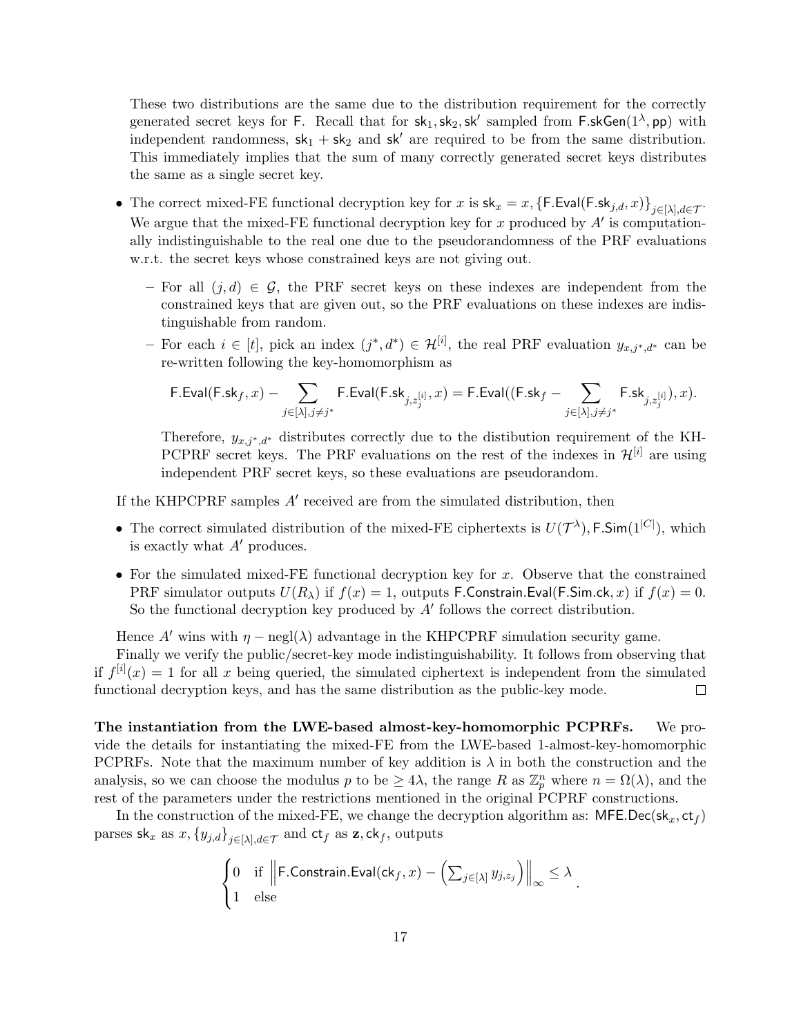These two distributions are the same due to the distribution requirement for the correctly generated secret keys for $\mathsf{F}$. Recall that for $\mathsf{sk}_1, \mathsf{sk}_2, \mathsf{sk}'$ sampled from $\mathsf{F.skGen}(1^\lambda, \mathsf{pp})$ with independent randomness, $\mathsf{sk}_1 + \mathsf{sk}_2$ and $\mathsf{sk}'$ are required to be from the same distribution. This immediately implies that the sum of many correctly generated secret keys distributes the same as a single secret key.

- The correct mixed-FE functional decryption key for $x$ is $\mathsf{sk}_x = x, \{\mathsf{F.Eval}(\mathsf{F.sk}_{j,d}, x)\}_{j\in[\lambda], d\in\mathcal{T}}$. We argue that the mixed-FE functional decryption key for $x$ produced by $A'$ is computationally indistinguishable to the real one due to the pseudorandomness of the PRF evaluations w.r.t. the secret keys whose constrained keys are not giving out.
  - For all $(j, d) \in \mathcal{G}$, the PRF secret keys on these indexes are independent from the constrained keys that are given out, so the PRF evaluations on these indexes are indistinguishable from random.
  - For each $i \in [t]$, pick an index $(j^*, d^*) \in \mathcal{H}^{[i]}$, the real PRF evaluation $y_{x,j^*,d^*}$ can be re-written following the key-homomorphism as

$$\mathsf{F.Eval}(\mathsf{F.sk}_f, x) - \sum_{j\in[\lambda], j\neq j^*} \mathsf{F.Eval}(\mathsf{F.sk}_{j,z_j^{[i]}}, x) = \mathsf{F.Eval}((\mathsf{F.sk}_f - \sum_{j\in[\lambda], j\neq j^*} \mathsf{F.sk}_{j,z_j^{[i]}}), x).$$

    Therefore, $y_{x,j^*,d^*}$ distributes correctly due to the distibution requirement of the KH-PCPRF secret keys. The PRF evaluations on the rest of the indexes in $\mathcal{H}^{[i]}$ are using independent PRF secret keys, so these evaluations are pseudorandom.

If the KHPCPRF samples $A'$ received are from the simulated distribution, then

- The correct simulated distribution of the mixed-FE ciphertexts is $U(\mathcal{T}^\lambda), \mathsf{F.Sim}(1^{|C|})$, which is exactly what $A'$ produces.
- For the simulated mixed-FE functional decryption key for $x$. Observe that the constrained PRF simulator outputs $U(R_\lambda)$ if $f(x) = 1$, outputs $\mathsf{F.Constrain.Eval}(\mathsf{F.Sim.ck}, x)$ if $f(x) = 0$. So the functional decryption key produced by $A'$ follows the correct distribution.

Hence $A'$ wins with $\eta - \text{negl}(\lambda)$ advantage in the KHPCPRF simulation security game.

Finally we verify the public/secret-key mode indistinguishability. It follows from observing that if $f^{[i]}(x) = 1$ for all $x$ being queried, the simulated ciphertext is independent from the simulated functional decryption keys, and has the same distribution as the public-key mode. □

**The instantiation from the LWE-based almost-key-homomorphic PCPRFs.** We provide the details for instantiating the mixed-FE from the LWE-based 1-almost-key-homomorphic PCPRFs. Note that the maximum number of key addition is $\lambda$ in both the construction and the analysis, so we can choose the modulus $p$ to be $\geq 4\lambda$, the range $R$ as $\mathbb{Z}_p^n$ where $n = \Omega(\lambda)$, and the rest of the parameters under the restrictions mentioned in the original PCPRF constructions.

In the construction of the mixed-FE, we change the decryption algorithm as: $\mathsf{MFE.Dec}(\mathsf{sk}_x, \mathsf{ct}_f)$ parses $\mathsf{sk}_x$ as $x, \{y_{j,d}\}_{j\in[\lambda], d\in\mathcal{T}}$ and $\mathsf{ct}_f$ as $\mathbf{z}, \mathsf{ck}_f$, outputs

$$\begin{cases} 0 & \text{if } \left\| \mathsf{F.Constrain.Eval}(\mathsf{ck}_f, x) - \left(\sum_{j\in[\lambda]} y_{j,z_j}\right) \right\|_\infty \leq \lambda \\ 1 & \text{else} \end{cases}.$$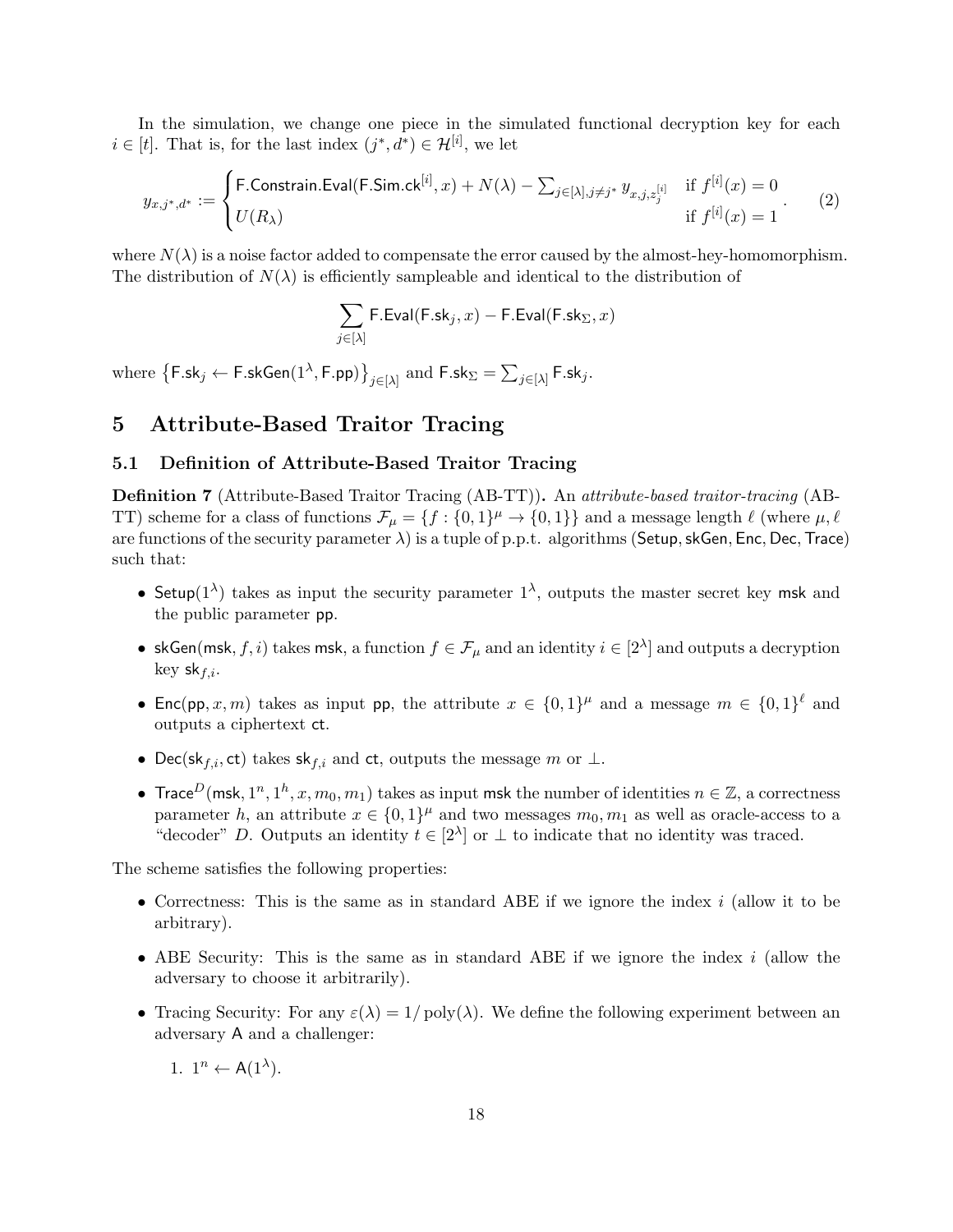In the simulation, we change one piece in the simulated functional decryption key for each $i \in [t]$. That is, for the last index $(j^*, d^*) \in \mathcal{H}^{[i]}$, we let

$$y_{x,j^*,d^*} := \begin{cases} \mathsf{F.Constrain.Eval}(\mathsf{F.Sim.ck}^{[i]}, x) + N(\lambda) - \sum_{j \in [\lambda], j \neq j^*} y_{x,j,z_j^{[i]}} & \text{if } f^{[i]}(x) = 0 \\ U(R_\lambda) & \text{if } f^{[i]}(x) = 1 \end{cases} . \tag{2}$$

where $N(\lambda)$ is a noise factor added to compensate the error caused by the almost-hey-homomorphism. The distribution of $N(\lambda)$ is efficiently sampleable and identical to the distribution of

$$\sum_{j \in [\lambda]} \mathsf{F.Eval}(\mathsf{F.sk}_j, x) - \mathsf{F.Eval}(\mathsf{F.sk}_\Sigma, x)$$

where $\left\{\mathsf{F.sk}_j \leftarrow \mathsf{F.skGen}(1^\lambda, \mathsf{F.pp})\right\}_{j \in [\lambda]}$ and $\mathsf{F.sk}_\Sigma = \sum_{j \in [\lambda]} \mathsf{F.sk}_j$.

# 5 Attribute-Based Traitor Tracing

## 5.1 Definition of Attribute-Based Traitor Tracing

**Definition 7** (Attribute-Based Traitor Tracing (AB-TT))**.** An *attribute-based traitor-tracing* (AB-TT) scheme for a class of functions $\mathcal{F}_\mu = \{f : \{0,1\}^\mu \to \{0,1\}\}$ and a message length $\ell$ (where $\mu, \ell$ are functions of the security parameter $\lambda$) is a tuple of p.p.t. algorithms $(\mathsf{Setup}, \mathsf{skGen}, \mathsf{Enc}, \mathsf{Dec}, \mathsf{Trace})$ such that:

- $\mathsf{Setup}(1^\lambda)$ takes as input the security parameter $1^\lambda$, outputs the master secret key $\mathsf{msk}$ and the public parameter $\mathsf{pp}$.
- $\mathsf{skGen}(\mathsf{msk}, f, i)$ takes $\mathsf{msk}$, a function $f \in \mathcal{F}_\mu$ and an identity $i \in [2^\lambda]$ and outputs a decryption key $\mathsf{sk}_{f,i}$.
- $\mathsf{Enc}(\mathsf{pp}, x, m)$ takes as input $\mathsf{pp}$, the attribute $x \in \{0,1\}^\mu$ and a message $m \in \{0,1\}^\ell$ and outputs a ciphertext $\mathsf{ct}$.
- $\mathsf{Dec}(\mathsf{sk}_{f,i}, \mathsf{ct})$ takes $\mathsf{sk}_{f,i}$ and $\mathsf{ct}$, outputs the message $m$ or $\bot$.
- $\mathsf{Trace}^D(\mathsf{msk}, 1^n, 1^h, x, m_0, m_1)$ takes as input $\mathsf{msk}$ the number of identities $n \in \mathbb{Z}$, a correctness parameter $h$, an attribute $x \in \{0,1\}^\mu$ and two messages $m_0, m_1$ as well as oracle-access to a "decoder" $D$. Outputs an identity $t \in [2^\lambda]$ or $\bot$ to indicate that no identity was traced.

The scheme satisfies the following properties:

- Correctness: This is the same as in standard ABE if we ignore the index $i$ (allow it to be arbitrary).
- ABE Security: This is the same as in standard ABE if we ignore the index $i$ (allow the adversary to choose it arbitrarily).
- Tracing Security: For any $\varepsilon(\lambda) = 1/\operatorname{poly}(\lambda)$. We define the following experiment between an adversary $\mathsf{A}$ and a challenger:
  1. $1^n \leftarrow \mathsf{A}(1^\lambda)$.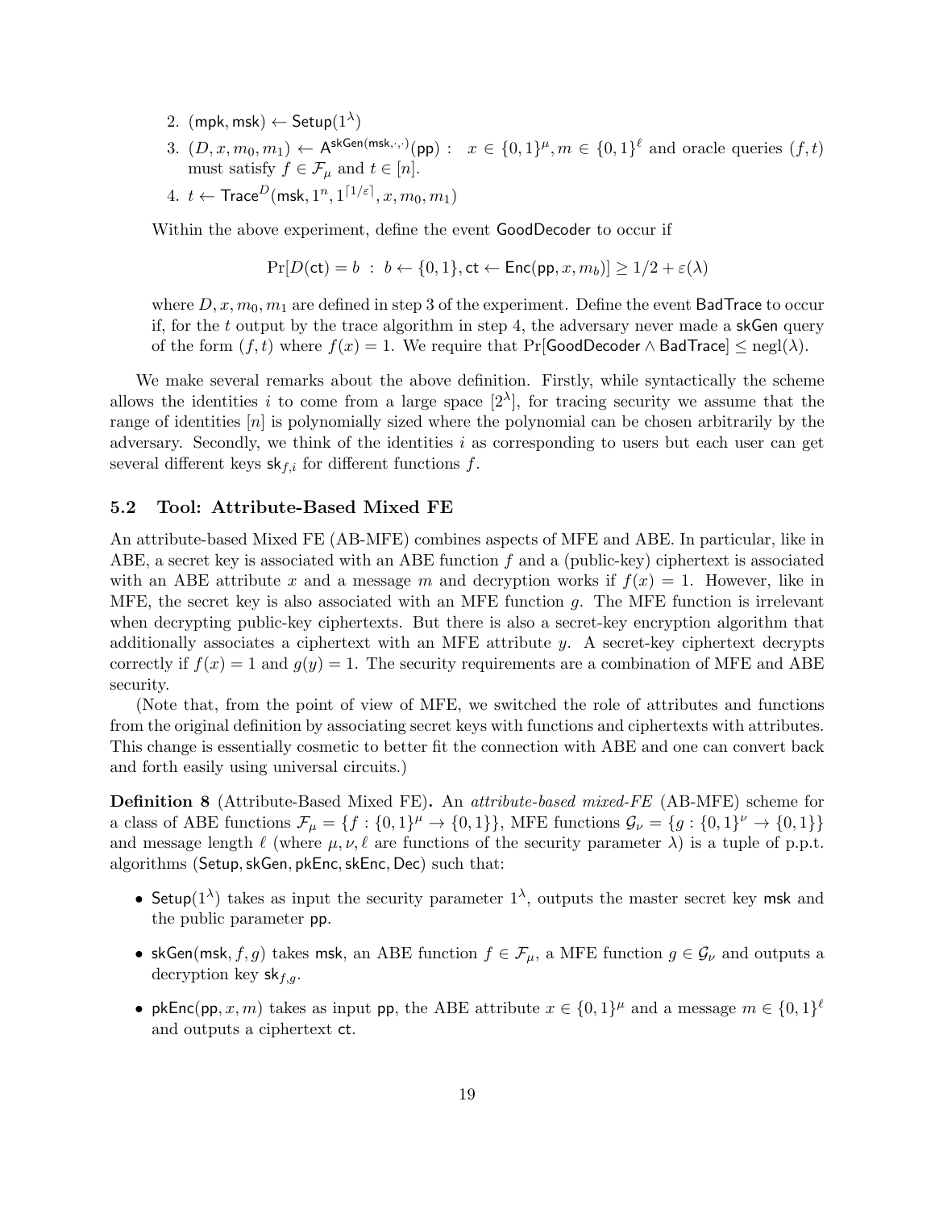2. $(\mathsf{mpk}, \mathsf{msk}) \leftarrow \mathsf{Setup}(1^\lambda)$
3. $(D, x, m_0, m_1) \leftarrow \mathsf{A}^{\mathsf{skGen}(\mathsf{msk},\cdot,\cdot)}(\mathsf{pp})$ : $x \in \{0,1\}^\mu, m \in \{0,1\}^\ell$ and oracle queries $(f, t)$ must satisfy $f \in \mathcal{F}_\mu$ and $t \in [n]$.
4. $t \leftarrow \mathsf{Trace}^D(\mathsf{msk}, 1^n, 1^{\lceil 1/\varepsilon \rceil}, x, m_0, m_1)$

Within the above experiment, define the event GoodDecoder to occur if

$$\Pr[D(\mathsf{ct}) = b \ : \ b \leftarrow \{0,1\}, \mathsf{ct} \leftarrow \mathsf{Enc}(\mathsf{pp}, x, m_b)] \geq 1/2 + \varepsilon(\lambda)$$

where $D, x, m_0, m_1$ are defined in step 3 of the experiment. Define the event BadTrace to occur if, for the $t$ output by the trace algorithm in step 4, the adversary never made a skGen query of the form $(f, t)$ where $f(x) = 1$. We require that $\Pr[\mathsf{GoodDecoder} \wedge \mathsf{BadTrace}] \leq \mathrm{negl}(\lambda)$.

We make several remarks about the above definition. Firstly, while syntactically the scheme allows the identities $i$ to come from a large space $[2^\lambda]$, for tracing security we assume that the range of identities $[n]$ is polynomially sized where the polynomial can be chosen arbitrarily by the adversary. Secondly, we think of the identities $i$ as corresponding to users but each user can get several different keys $\mathsf{sk}_{f,i}$ for different functions $f$.

## 5.2 Tool: Attribute-Based Mixed FE

An attribute-based Mixed FE (AB-MFE) combines aspects of MFE and ABE. In particular, like in ABE, a secret key is associated with an ABE function $f$ and a (public-key) ciphertext is associated with an ABE attribute $x$ and a message $m$ and decryption works if $f(x) = 1$. However, like in MFE, the secret key is also associated with an MFE function $g$. The MFE function is irrelevant when decrypting public-key ciphertexts. But there is also a secret-key encryption algorithm that additionally associates a ciphertext with an MFE attribute $y$. A secret-key ciphertext decrypts correctly if $f(x) = 1$ and $g(y) = 1$. The security requirements are a combination of MFE and ABE security.

(Note that, from the point of view of MFE, we switched the role of attributes and functions from the original definition by associating secret keys with functions and ciphertexts with attributes. This change is essentially cosmetic to better fit the connection with ABE and one can convert back and forth easily using universal circuits.)

**Definition 8** (Attribute-Based Mixed FE)**.** An *attribute-based mixed-FE* (AB-MFE) scheme for a class of ABE functions $\mathcal{F}_\mu = \{f : \{0,1\}^\mu \to \{0,1\}\}$, MFE functions $\mathcal{G}_\nu = \{g : \{0,1\}^\nu \to \{0,1\}\}$ and message length $\ell$ (where $\mu, \nu, \ell$ are functions of the security parameter $\lambda$) is a tuple of p.p.t. algorithms (Setup, skGen, pkEnc, skEnc, Dec) such that:

- $\mathsf{Setup}(1^\lambda)$ takes as input the security parameter $1^\lambda$, outputs the master secret key msk and the public parameter pp.
- $\mathsf{skGen}(\mathsf{msk}, f, g)$ takes msk, an ABE function $f \in \mathcal{F}_\mu$, a MFE function $g \in \mathcal{G}_\nu$ and outputs a decryption key $\mathsf{sk}_{f,g}$.
- $\mathsf{pkEnc}(\mathsf{pp}, x, m)$ takes as input pp, the ABE attribute $x \in \{0,1\}^\mu$ and a message $m \in \{0,1\}^\ell$ and outputs a ciphertext ct.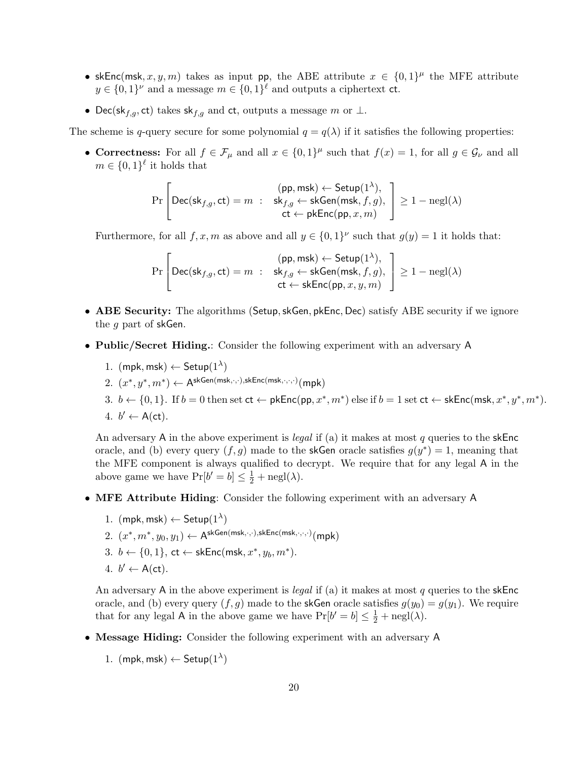- $\mathsf{skEnc}(\mathsf{msk}, x, y, m)$ takes as input $\mathsf{pp}$, the ABE attribute $x \in \{0,1\}^\mu$ the MFE attribute $y \in \{0,1\}^\nu$ and a message $m \in \{0,1\}^\ell$ and outputs a ciphertext $\mathsf{ct}$.
- $\mathsf{Dec}(\mathsf{sk}_{f,g}, \mathsf{ct})$ takes $\mathsf{sk}_{f,g}$ and $\mathsf{ct}$, outputs a message $m$ or $\perp$.

The scheme is $q$-query secure for some polynomial $q = q(\lambda)$ if it satisfies the following properties:

- **Correctness:** For all $f \in \mathcal{F}_\mu$ and all $x \in \{0,1\}^\mu$ such that $f(x) = 1$, for all $g \in \mathcal{G}_\nu$ and all $m \in \{0,1\}^\ell$ it holds that

$$\Pr\left[\mathsf{Dec}(\mathsf{sk}_{f,g}, \mathsf{ct}) = m \;:\; \begin{array}{c}(\mathsf{pp}, \mathsf{msk}) \leftarrow \mathsf{Setup}(1^\lambda),\\ \mathsf{sk}_{f,g} \leftarrow \mathsf{skGen}(\mathsf{msk}, f, g),\\ \mathsf{ct} \leftarrow \mathsf{pkEnc}(\mathsf{pp}, x, m)\end{array}\right] \geq 1 - \mathrm{negl}(\lambda)$$

  Furthermore, for all $f, x, m$ as above and all $y \in \{0,1\}^\nu$ such that $g(y) = 1$ it holds that:

$$\Pr\left[\mathsf{Dec}(\mathsf{sk}_{f,g}, \mathsf{ct}) = m \;:\; \begin{array}{c}(\mathsf{pp}, \mathsf{msk}) \leftarrow \mathsf{Setup}(1^\lambda),\\ \mathsf{sk}_{f,g} \leftarrow \mathsf{skGen}(\mathsf{msk}, f, g),\\ \mathsf{ct} \leftarrow \mathsf{skEnc}(\mathsf{pp}, x, y, m)\end{array}\right] \geq 1 - \mathrm{negl}(\lambda)$$

- **ABE Security:** The algorithms $(\mathsf{Setup}, \mathsf{skGen}, \mathsf{pkEnc}, \mathsf{Dec})$ satisfy ABE security if we ignore the $g$ part of $\mathsf{skGen}$.

- **Public/Secret Hiding.**: Consider the following experiment with an adversary $\mathsf{A}$

  1. $(\mathsf{mpk}, \mathsf{msk}) \leftarrow \mathsf{Setup}(1^\lambda)$
  2. $(x^*, y^*, m^*) \leftarrow \mathsf{A}^{\mathsf{skGen}(\mathsf{msk},\cdot,\cdot),\mathsf{skEnc}(\mathsf{msk},\cdot,\cdot,\cdot)}(\mathsf{mpk})$
  3. $b \leftarrow \{0,1\}$. If $b = 0$ then set $\mathsf{ct} \leftarrow \mathsf{pkEnc}(\mathsf{pp}, x^*, m^*)$ else if $b = 1$ set $\mathsf{ct} \leftarrow \mathsf{skEnc}(\mathsf{msk}, x^*, y^*, m^*)$.
  4. $b' \leftarrow \mathsf{A}(\mathsf{ct})$.

  An adversary $\mathsf{A}$ in the above experiment is *legal* if (a) it makes at most $q$ queries to the $\mathsf{skEnc}$ oracle, and (b) every query $(f, g)$ made to the $\mathsf{skGen}$ oracle satisfies $g(y^*) = 1$, meaning that the MFE component is always qualified to decrypt. We require that for any legal $\mathsf{A}$ in the above game we have $\Pr[b' = b] \leq \frac{1}{2} + \mathrm{negl}(\lambda)$.

- **MFE Attribute Hiding**: Consider the following experiment with an adversary $\mathsf{A}$

  1. $(\mathsf{mpk}, \mathsf{msk}) \leftarrow \mathsf{Setup}(1^\lambda)$
  2. $(x^*, m^*, y_0, y_1) \leftarrow \mathsf{A}^{\mathsf{skGen}(\mathsf{msk},\cdot,\cdot),\mathsf{skEnc}(\mathsf{msk},\cdot,\cdot,\cdot)}(\mathsf{mpk})$
  3. $b \leftarrow \{0,1\}$, $\mathsf{ct} \leftarrow \mathsf{skEnc}(\mathsf{msk}, x^*, y_b, m^*)$.
  4. $b' \leftarrow \mathsf{A}(\mathsf{ct})$.

  An adversary $\mathsf{A}$ in the above experiment is *legal* if (a) it makes at most $q$ queries to the $\mathsf{skEnc}$ oracle, and (b) every query $(f, g)$ made to the $\mathsf{skGen}$ oracle satisfies $g(y_0) = g(y_1)$. We require that for any legal $\mathsf{A}$ in the above game we have $\Pr[b' = b] \leq \frac{1}{2} + \mathrm{negl}(\lambda)$.

- **Message Hiding:** Consider the following experiment with an adversary $\mathsf{A}$

  1. $(\mathsf{mpk}, \mathsf{msk}) \leftarrow \mathsf{Setup}(1^\lambda)$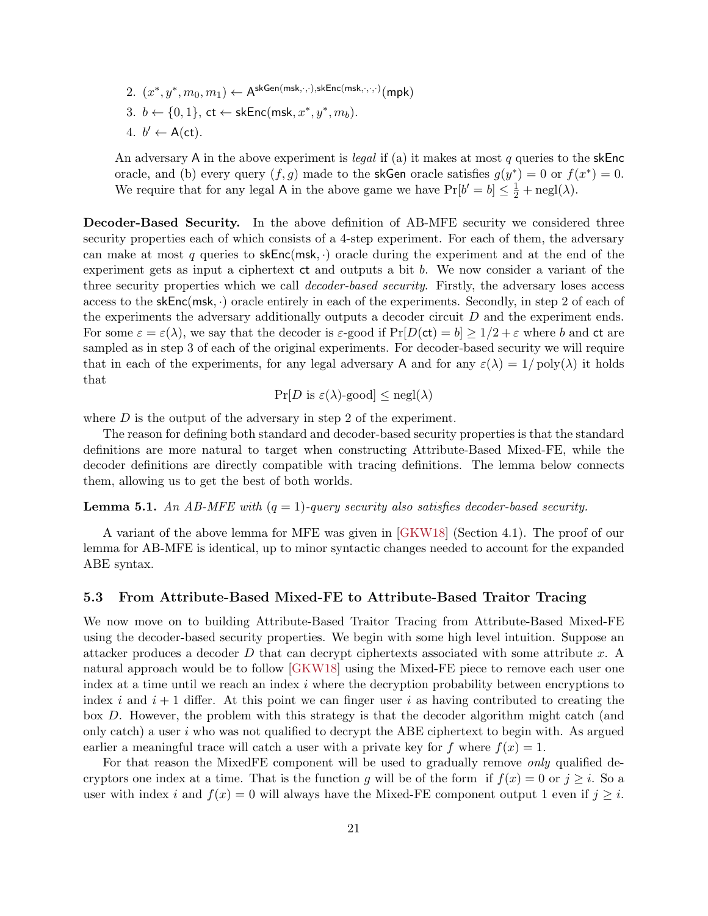2. $(x^*, y^*, m_0, m_1) \leftarrow \mathsf{A}^{\mathsf{skGen}(\mathsf{msk},\cdot,\cdot),\mathsf{skEnc}(\mathsf{msk},\cdot,\cdot,\cdot)}(\mathsf{mpk})$
3. $b \leftarrow \{0,1\}$, $\mathsf{ct} \leftarrow \mathsf{skEnc}(\mathsf{msk}, x^*, y^*, m_b)$.
4. $b' \leftarrow \mathsf{A}(\mathsf{ct})$.

An adversary $\mathsf{A}$ in the above experiment is *legal* if (a) it makes at most $q$ queries to the $\mathsf{skEnc}$ oracle, and (b) every query $(f, g)$ made to the $\mathsf{skGen}$ oracle satisfies $g(y^*) = 0$ or $f(x^*) = 0$. We require that for any legal $\mathsf{A}$ in the above game we have $\Pr[b' = b] \leq \frac{1}{2} + \mathrm{negl}(\lambda)$.

**Decoder-Based Security.** In the above definition of AB-MFE security we considered three security properties each of which consists of a 4-step experiment. For each of them, the adversary can make at most $q$ queries to $\mathsf{skEnc}(\mathsf{msk}, \cdot)$ oracle during the experiment and at the end of the experiment gets as input a ciphertext $\mathsf{ct}$ and outputs a bit $b$. We now consider a variant of the three security properties which we call *decoder-based security*. Firstly, the adversary loses access access to the $\mathsf{skEnc}(\mathsf{msk}, \cdot)$ oracle entirely in each of the experiments. Secondly, in step 2 of each of the experiments the adversary additionally outputs a decoder circuit $D$ and the experiment ends. For some $\varepsilon = \varepsilon(\lambda)$, we say that the decoder is $\varepsilon$-good if $\Pr[D(\mathsf{ct}) = b] \geq 1/2 + \varepsilon$ where $b$ and $\mathsf{ct}$ are sampled as in step 3 of each of the original experiments. For decoder-based security we will require that in each of the experiments, for any legal adversary $\mathsf{A}$ and for any $\varepsilon(\lambda) = 1/\mathrm{poly}(\lambda)$ it holds that

$$\Pr[D \text{ is } \varepsilon(\lambda)\text{-good}] \leq \mathrm{negl}(\lambda)$$

where $D$ is the output of the adversary in step 2 of the experiment.

The reason for defining both standard and decoder-based security properties is that the standard definitions are more natural to target when constructing Attribute-Based Mixed-FE, while the decoder definitions are directly compatible with tracing definitions. The lemma below connects them, allowing us to get the best of both worlds.

**Lemma 5.1.** *An AB-MFE with $(q = 1)$-query security also satisfies decoder-based security.*

A variant of the above lemma for MFE was given in [GKW18] (Section 4.1). The proof of our lemma for AB-MFE is identical, up to minor syntactic changes needed to account for the expanded ABE syntax.

### 5.3 From Attribute-Based Mixed-FE to Attribute-Based Traitor Tracing

We now move on to building Attribute-Based Traitor Tracing from Attribute-Based Mixed-FE using the decoder-based security properties. We begin with some high level intuition. Suppose an attacker produces a decoder $D$ that can decrypt ciphertexts associated with some attribute $x$. A natural approach would be to follow [GKW18] using the Mixed-FE piece to remove each user one index at a time until we reach an index $i$ where the decryption probability between encryptions to index $i$ and $i+1$ differ. At this point we can finger user $i$ as having contributed to creating the box $D$. However, the problem with this strategy is that the decoder algorithm might catch (and only catch) a user $i$ who was not qualified to decrypt the ABE ciphertext to begin with. As argued earlier a meaningful trace will catch a user with a private key for $f$ where $f(x) = 1$.

For that reason the MixedFE component will be used to gradually remove *only* qualified decryptors one index at a time. That is the function $g$ will be of the form if $f(x) = 0$ or $j \geq i$. So a user with index $i$ and $f(x) = 0$ will always have the Mixed-FE component output 1 even if $j \geq i$.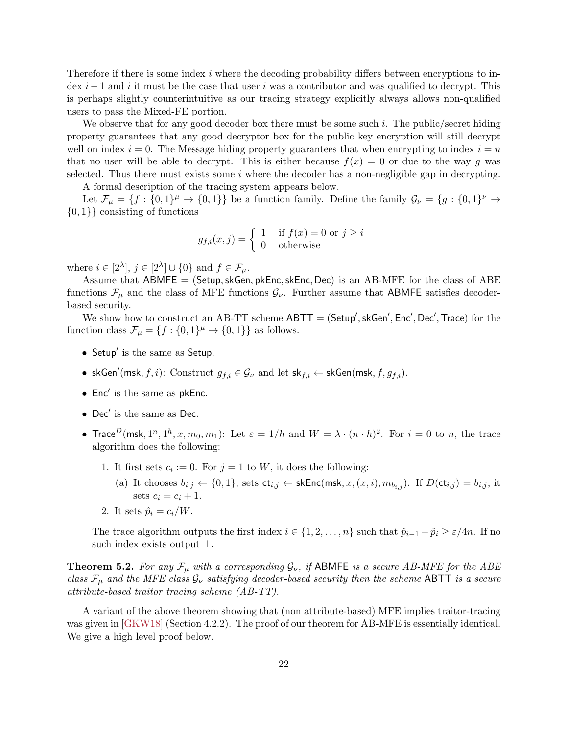Therefore if there is some index $i$ where the decoding probability differs between encryptions to index $i-1$ and $i$ it must be the case that user $i$ was a contributor and was qualified to decrypt. This is perhaps slightly counterintuitive as our tracing strategy explicitly always allows non-qualified users to pass the Mixed-FE portion.

We observe that for any good decoder box there must be some such $i$. The public/secret hiding property guarantees that any good decryptor box for the public key encryption will still decrypt well on index $i = 0$. The Message hiding property guarantees that when encrypting to index $i = n$ that no user will be able to decrypt. This is either because $f(x) = 0$ or due to the way $g$ was selected. Thus there must exists some $i$ where the decoder has a non-negligible gap in decrypting.

A formal description of the tracing system appears below.

Let $\mathcal{F}_\mu = \{f : \{0,1\}^\mu \to \{0,1\}\}$ be a function family. Define the family $\mathcal{G}_\nu = \{g : \{0,1\}^\nu \to \{0,1\}\}$ consisting of functions

$$g_{f,i}(x, j) = \begin{cases} 1 & \text{if } f(x) = 0 \text{ or } j \geq i \\ 0 & \text{otherwise} \end{cases}$$

where $i \in [2^\lambda]$, $j \in [2^\lambda] \cup \{0\}$ and $f \in \mathcal{F}_\mu$.

Assume that $\mathsf{ABMFE} = (\mathsf{Setup}, \mathsf{skGen}, \mathsf{pkEnc}, \mathsf{skEnc}, \mathsf{Dec})$ is an AB-MFE for the class of ABE functions $\mathcal{F}_\mu$ and the class of MFE functions $\mathcal{G}_\nu$. Further assume that $\mathsf{ABMFE}$ satisfies decoder-based security.

We show how to construct an AB-TT scheme $\mathsf{ABTT} = (\mathsf{Setup}', \mathsf{skGen}', \mathsf{Enc}', \mathsf{Dec}', \mathsf{Trace})$ for the function class $\mathcal{F}_\mu = \{f : \{0,1\}^\mu \to \{0,1\}\}$ as follows.

- $\mathsf{Setup}'$ is the same as $\mathsf{Setup}$.
- $\mathsf{skGen}'(\mathsf{msk}, f, i)$: Construct $g_{f,i} \in \mathcal{G}_\nu$ and let $\mathsf{sk}_{f,i} \leftarrow \mathsf{skGen}(\mathsf{msk}, f, g_{f,i})$.
- $\mathsf{Enc}'$ is the same as $\mathsf{pkEnc}$.
- $\mathsf{Dec}'$ is the same as $\mathsf{Dec}$.
- $\mathsf{Trace}^D(\mathsf{msk}, 1^n, 1^h, x, m_0, m_1)$: Let $\varepsilon = 1/h$ and $W = \lambda \cdot (n \cdot h)^2$. For $i = 0$ to $n$, the trace algorithm does the following:
  1. It first sets $c_i := 0$. For $j = 1$ to $W$, it does the following:
     (a) It chooses $b_{i,j} \leftarrow \{0,1\}$, sets $\mathsf{ct}_{i,j} \leftarrow \mathsf{skEnc}(\mathsf{msk}, x, (x, i), m_{b_{i,j}})$. If $D(\mathsf{ct}_{i,j}) = b_{i,j}$, it sets $c_i = c_i + 1$.
  2. It sets $\hat{p}_i = c_i / W$.

  The trace algorithm outputs the first index $i \in \{1, 2, \ldots, n\}$ such that $\hat{p}_{i-1} - \hat{p}_i \geq \varepsilon/4n$. If no such index exists output $\perp$.

**Theorem 5.2.** *For any $\mathcal{F}_\mu$ with a corresponding $\mathcal{G}_\nu$, if $\mathsf{ABMFE}$ is a secure AB-MFE for the ABE class $\mathcal{F}_\mu$ and the MFE class $\mathcal{G}_\nu$ satisfying decoder-based security then the scheme $\mathsf{ABTT}$ is a secure attribute-based traitor tracing scheme (AB-TT).*

A variant of the above theorem showing that (non attribute-based) MFE implies traitor-tracing was given in [GKW18] (Section 4.2.2). The proof of our theorem for AB-MFE is essentially identical. We give a high level proof below.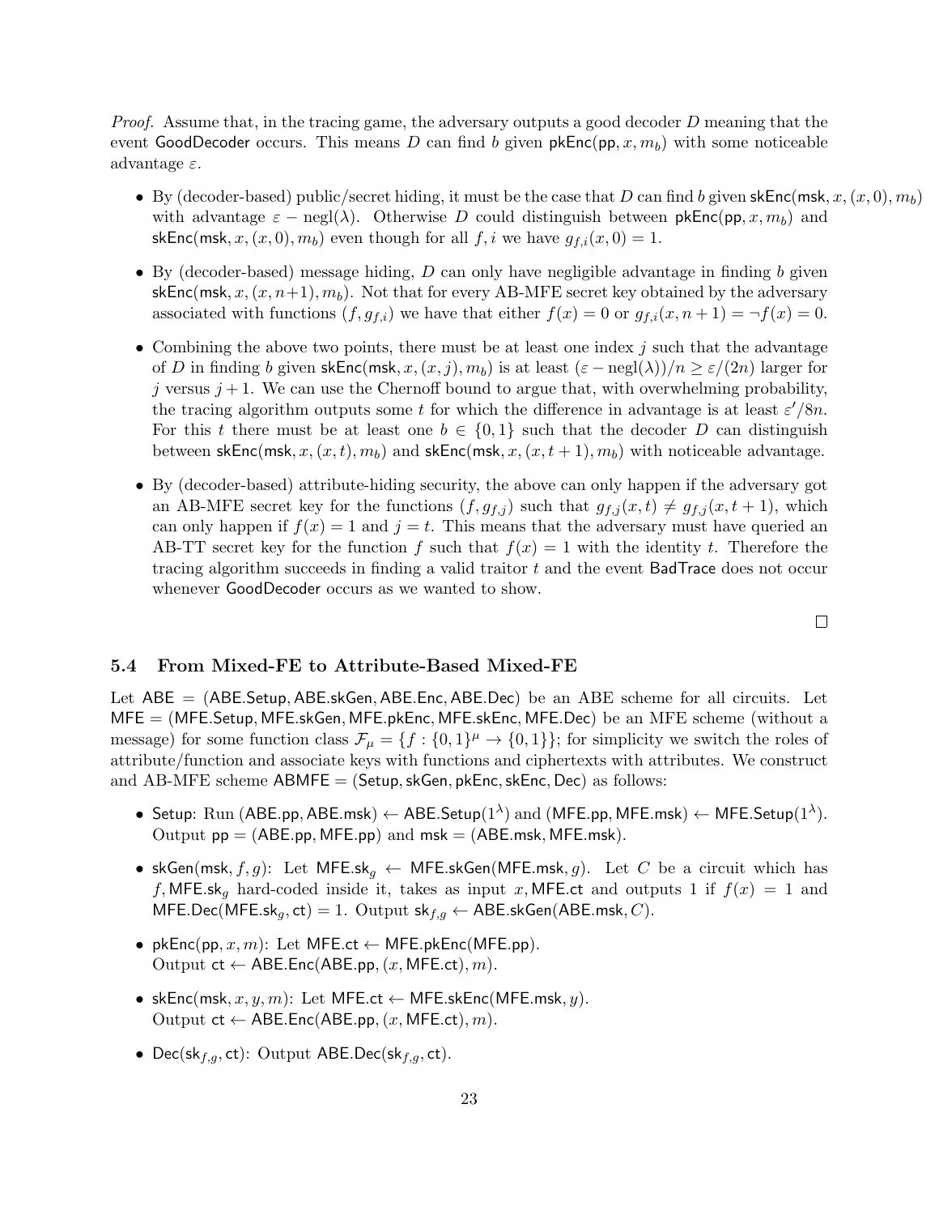*Proof.* Assume that, in the tracing game, the adversary outputs a good decoder $D$ meaning that the event $\mathsf{GoodDecoder}$ occurs. This means $D$ can find $b$ given $\mathsf{pkEnc}(\mathsf{pp}, x, m_b)$ with some noticeable advantage $\varepsilon$.

- By (decoder-based) public/secret hiding, it must be the case that $D$ can find $b$ given $\mathsf{skEnc}(\mathsf{msk}, x, (x, 0), m_b)$ with advantage $\varepsilon - \text{negl}(\lambda)$. Otherwise $D$ could distinguish between $\mathsf{pkEnc}(\mathsf{pp}, x, m_b)$ and $\mathsf{skEnc}(\mathsf{msk}, x, (x, 0), m_b)$ even though for all $f, i$ we have $g_{f,i}(x, 0) = 1$.
- By (decoder-based) message hiding, $D$ can only have negligible advantage in finding $b$ given $\mathsf{skEnc}(\mathsf{msk}, x, (x, n+1), m_b)$. Not that for every AB-MFE secret key obtained by the adversary associated with functions $(f, g_{f,i})$ we have that either $f(x) = 0$ or $g_{f,i}(x, n+1) = \neg f(x) = 0$.
- Combining the above two points, there must be at least one index $j$ such that the advantage of $D$ in finding $b$ given $\mathsf{skEnc}(\mathsf{msk}, x, (x, j), m_b)$ is at least $(\varepsilon - \text{negl}(\lambda))/n \geq \varepsilon/(2n)$ larger for $j$ versus $j + 1$. We can use the Chernoff bound to argue that, with overwhelming probability, the tracing algorithm outputs some $t$ for which the difference in advantage is at least $\varepsilon'/8n$. For this $t$ there must be at least one $b \in \{0, 1\}$ such that the decoder $D$ can distinguish between $\mathsf{skEnc}(\mathsf{msk}, x, (x, t), m_b)$ and $\mathsf{skEnc}(\mathsf{msk}, x, (x, t + 1), m_b)$ with noticeable advantage.
- By (decoder-based) attribute-hiding security, the above can only happen if the adversary got an AB-MFE secret key for the functions $(f, g_{f,j})$ such that $g_{f,j}(x, t) \neq g_{f,j}(x, t + 1)$, which can only happen if $f(x) = 1$ and $j = t$. This means that the adversary must have queried an AB-TT secret key for the function $f$ such that $f(x) = 1$ with the identity $t$. Therefore the tracing algorithm succeeds in finding a valid traitor $t$ and the event $\mathsf{BadTrace}$ does not occur whenever $\mathsf{GoodDecoder}$ occurs as we wanted to show.

□

### 5.4 From Mixed-FE to Attribute-Based Mixed-FE

Let $\mathsf{ABE} = (\mathsf{ABE.Setup}, \mathsf{ABE.skGen}, \mathsf{ABE.Enc}, \mathsf{ABE.Dec})$ be an ABE scheme for all circuits. Let $\mathsf{MFE} = (\mathsf{MFE.Setup}, \mathsf{MFE.skGen}, \mathsf{MFE.pkEnc}, \mathsf{MFE.skEnc}, \mathsf{MFE.Dec})$ be an MFE scheme (without a message) for some function class $\mathcal{F}_\mu = \{f : \{0, 1\}^\mu \to \{0, 1\}\}$; for simplicity we switch the roles of attribute/function and associate keys with functions and ciphertexts with attributes. We construct and AB-MFE scheme $\mathsf{ABMFE} = (\mathsf{Setup}, \mathsf{skGen}, \mathsf{pkEnc}, \mathsf{skEnc}, \mathsf{Dec})$ as follows:

- $\mathsf{Setup}$: Run $(\mathsf{ABE.pp}, \mathsf{ABE.msk}) \leftarrow \mathsf{ABE.Setup}(1^\lambda)$ and $(\mathsf{MFE.pp}, \mathsf{MFE.msk}) \leftarrow \mathsf{MFE.Setup}(1^\lambda)$. Output $\mathsf{pp} = (\mathsf{ABE.pp}, \mathsf{MFE.pp})$ and $\mathsf{msk} = (\mathsf{ABE.msk}, \mathsf{MFE.msk})$.
- $\mathsf{skGen}(\mathsf{msk}, f, g)$: Let $\mathsf{MFE.sk}_g \leftarrow \mathsf{MFE.skGen}(\mathsf{MFE.msk}, g)$. Let $C$ be a circuit which has $f, \mathsf{MFE.sk}_g$ hard-coded inside it, takes as input $x, \mathsf{MFE.ct}$ and outputs 1 if $f(x) = 1$ and $\mathsf{MFE.Dec}(\mathsf{MFE.sk}_g, \mathsf{ct}) = 1$. Output $\mathsf{sk}_{f,g} \leftarrow \mathsf{ABE.skGen}(\mathsf{ABE.msk}, C)$.
- $\mathsf{pkEnc}(\mathsf{pp}, x, m)$: Let $\mathsf{MFE.ct} \leftarrow \mathsf{MFE.pkEnc}(\mathsf{MFE.pp})$.
  Output $\mathsf{ct} \leftarrow \mathsf{ABE.Enc}(\mathsf{ABE.pp}, (x, \mathsf{MFE.ct}), m)$.
- $\mathsf{skEnc}(\mathsf{msk}, x, y, m)$: Let $\mathsf{MFE.ct} \leftarrow \mathsf{MFE.skEnc}(\mathsf{MFE.msk}, y)$.
  Output $\mathsf{ct} \leftarrow \mathsf{ABE.Enc}(\mathsf{ABE.pp}, (x, \mathsf{MFE.ct}), m)$.
- $\mathsf{Dec}(\mathsf{sk}_{f,g}, \mathsf{ct})$: Output $\mathsf{ABE.Dec}(\mathsf{sk}_{f,g}, \mathsf{ct})$.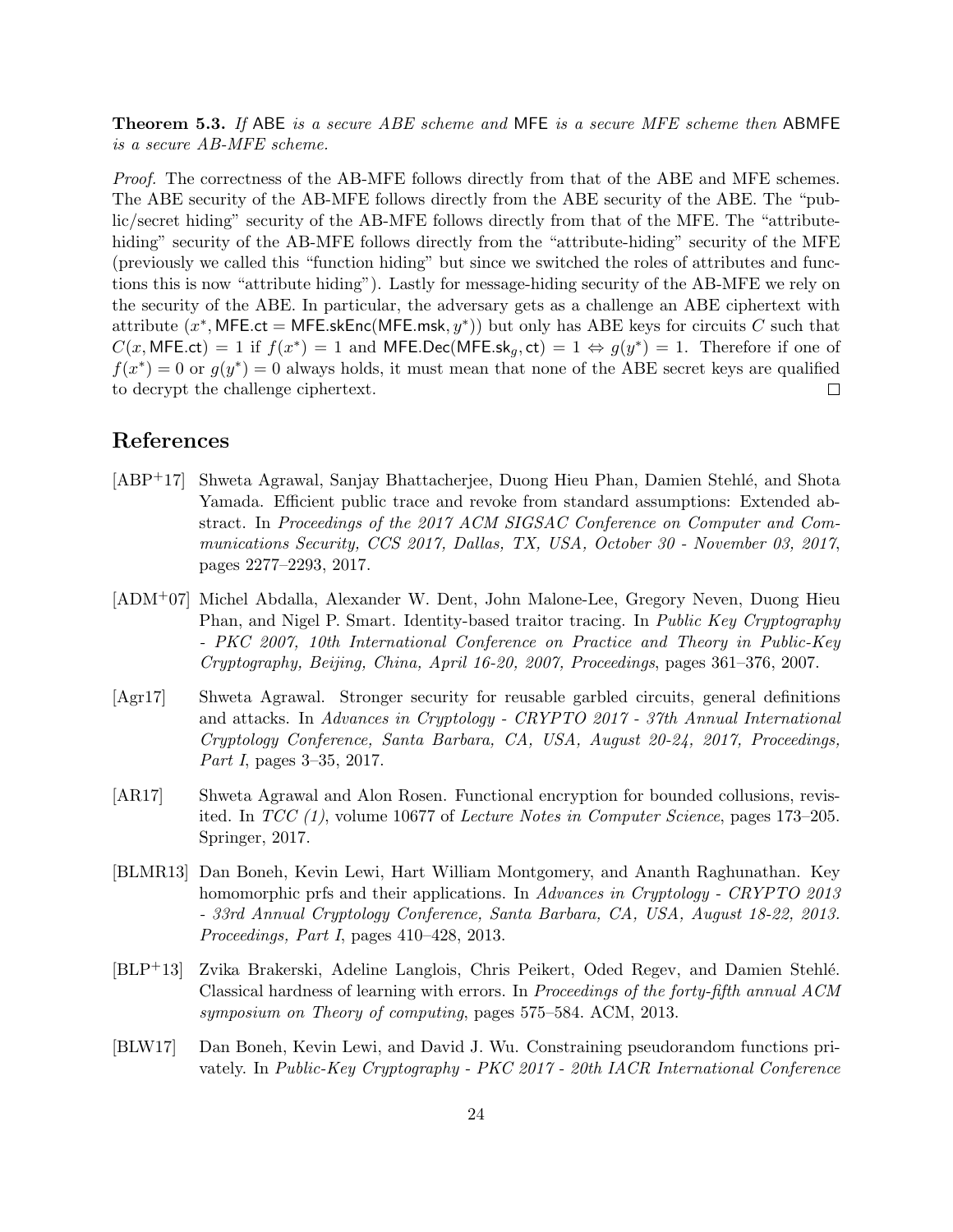**Theorem 5.3.** *If* ABE *is a secure ABE scheme and* MFE *is a secure MFE scheme then* ABMFE *is a secure AB-MFE scheme.*

*Proof.* The correctness of the AB-MFE follows directly from that of the ABE and MFE schemes. The ABE security of the AB-MFE follows directly from the ABE security of the ABE. The "public/secret hiding" security of the AB-MFE follows directly from that of the MFE. The "attribute-hiding" security of the AB-MFE follows directly from the "attribute-hiding" security of the MFE (previously we called this "function hiding" but since we switched the roles of attributes and functions this is now "attribute hiding"). Lastly for message-hiding security of the AB-MFE we rely on the security of the ABE. In particular, the adversary gets as a challenge an ABE ciphertext with attribute $(x^*, \mathsf{MFE.ct} = \mathsf{MFE.skEnc}(\mathsf{MFE.msk}, y^*))$ but only has ABE keys for circuits $C$ such that $C(x, \mathsf{MFE.ct}) = 1$ if $f(x^*) = 1$ and $\mathsf{MFE.Dec}(\mathsf{MFE.sk}_g, \mathsf{ct}) = 1 \Leftrightarrow g(y^*) = 1$. Therefore if one of $f(x^*) = 0$ or $g(y^*) = 0$ always holds, it must mean that none of the ABE secret keys are qualified to decrypt the challenge ciphertext. □

# References

[ABP+17] Shweta Agrawal, Sanjay Bhattacherjee, Duong Hieu Phan, Damien Stehlé, and Shota Yamada. Efficient public trace and revoke from standard assumptions: Extended abstract. In *Proceedings of the 2017 ACM SIGSAC Conference on Computer and Communications Security, CCS 2017, Dallas, TX, USA, October 30 - November 03, 2017*, pages 2277–2293, 2017.

[ADM+07] Michel Abdalla, Alexander W. Dent, John Malone-Lee, Gregory Neven, Duong Hieu Phan, and Nigel P. Smart. Identity-based traitor tracing. In *Public Key Cryptography - PKC 2007, 10th International Conference on Practice and Theory in Public-Key Cryptography, Beijing, China, April 16-20, 2007, Proceedings*, pages 361–376, 2007.

[Agr17] Shweta Agrawal. Stronger security for reusable garbled circuits, general definitions and attacks. In *Advances in Cryptology - CRYPTO 2017 - 37th Annual International Cryptology Conference, Santa Barbara, CA, USA, August 20-24, 2017, Proceedings, Part I*, pages 3–35, 2017.

[AR17] Shweta Agrawal and Alon Rosen. Functional encryption for bounded collusions, revisited. In *TCC (1)*, volume 10677 of *Lecture Notes in Computer Science*, pages 173–205. Springer, 2017.

[BLMR13] Dan Boneh, Kevin Lewi, Hart William Montgomery, and Ananth Raghunathan. Key homomorphic prfs and their applications. In *Advances in Cryptology - CRYPTO 2013 - 33rd Annual Cryptology Conference, Santa Barbara, CA, USA, August 18-22, 2013. Proceedings, Part I*, pages 410–428, 2013.

[BLP+13] Zvika Brakerski, Adeline Langlois, Chris Peikert, Oded Regev, and Damien Stehlé. Classical hardness of learning with errors. In *Proceedings of the forty-fifth annual ACM symposium on Theory of computing*, pages 575–584. ACM, 2013.

[BLW17] Dan Boneh, Kevin Lewi, and David J. Wu. Constraining pseudorandom functions privately. In *Public-Key Cryptography - PKC 2017 - 20th IACR International Conference*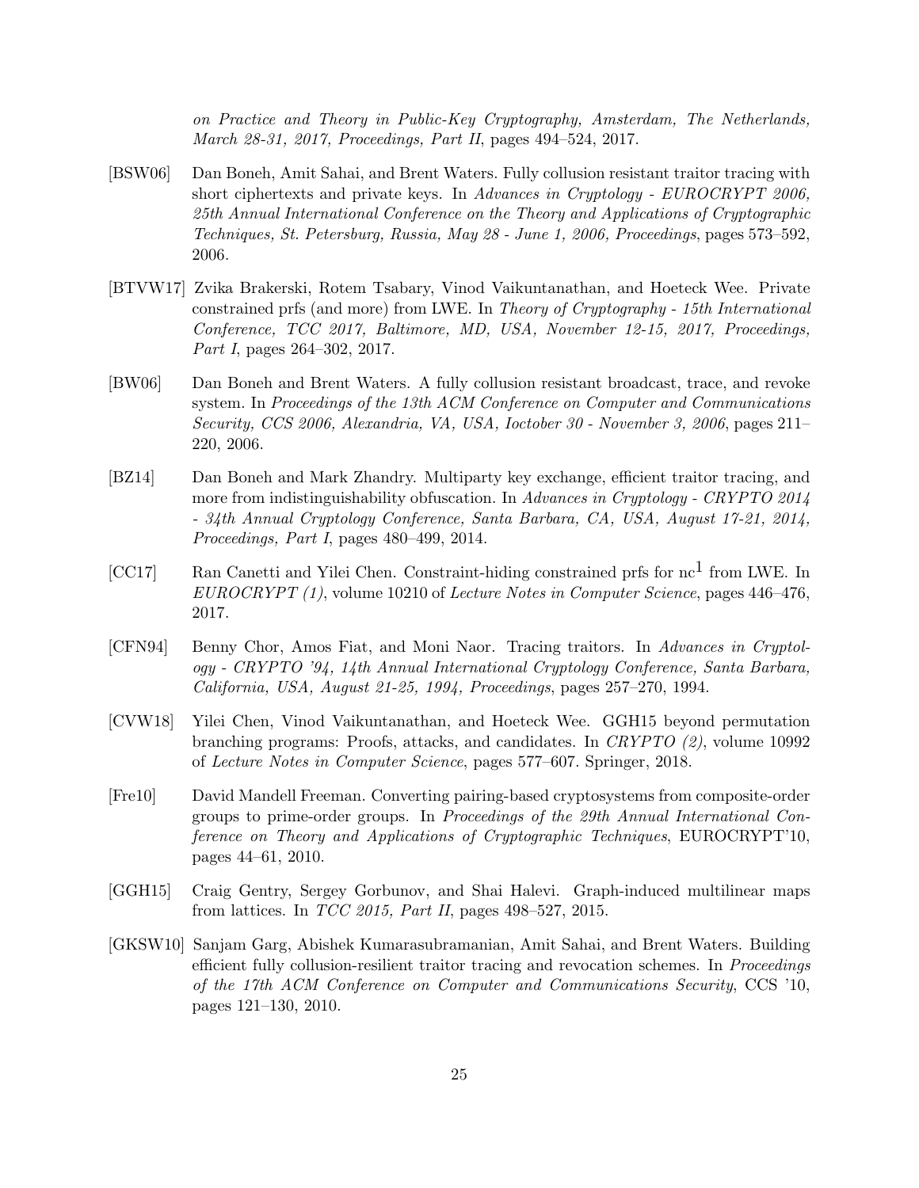*on Practice and Theory in Public-Key Cryptography, Amsterdam, The Netherlands, March 28-31, 2017, Proceedings, Part II*, pages 494–524, 2017.

[BSW06] Dan Boneh, Amit Sahai, and Brent Waters. Fully collusion resistant traitor tracing with short ciphertexts and private keys. In *Advances in Cryptology - EUROCRYPT 2006, 25th Annual International Conference on the Theory and Applications of Cryptographic Techniques, St. Petersburg, Russia, May 28 - June 1, 2006, Proceedings*, pages 573–592, 2006.

[BTVW17] Zvika Brakerski, Rotem Tsabary, Vinod Vaikuntanathan, and Hoeteck Wee. Private constrained prfs (and more) from LWE. In *Theory of Cryptography - 15th International Conference, TCC 2017, Baltimore, MD, USA, November 12-15, 2017, Proceedings, Part I*, pages 264–302, 2017.

[BW06] Dan Boneh and Brent Waters. A fully collusion resistant broadcast, trace, and revoke system. In *Proceedings of the 13th ACM Conference on Computer and Communications Security, CCS 2006, Alexandria, VA, USA, Ioctober 30 - November 3, 2006*, pages 211–220, 2006.

[BZ14] Dan Boneh and Mark Zhandry. Multiparty key exchange, efficient traitor tracing, and more from indistinguishability obfuscation. In *Advances in Cryptology - CRYPTO 2014 - 34th Annual Cryptology Conference, Santa Barbara, CA, USA, August 17-21, 2014, Proceedings, Part I*, pages 480–499, 2014.

[CC17] Ran Canetti and Yilei Chen. Constraint-hiding constrained prfs for $\mathrm{nc}^1$ from LWE. In *EUROCRYPT (1)*, volume 10210 of *Lecture Notes in Computer Science*, pages 446–476, 2017.

[CFN94] Benny Chor, Amos Fiat, and Moni Naor. Tracing traitors. In *Advances in Cryptology - CRYPTO '94, 14th Annual International Cryptology Conference, Santa Barbara, California, USA, August 21-25, 1994, Proceedings*, pages 257–270, 1994.

[CVW18] Yilei Chen, Vinod Vaikuntanathan, and Hoeteck Wee. GGH15 beyond permutation branching programs: Proofs, attacks, and candidates. In *CRYPTO (2)*, volume 10992 of *Lecture Notes in Computer Science*, pages 577–607. Springer, 2018.

[Fre10] David Mandell Freeman. Converting pairing-based cryptosystems from composite-order groups to prime-order groups. In *Proceedings of the 29th Annual International Conference on Theory and Applications of Cryptographic Techniques*, EUROCRYPT'10, pages 44–61, 2010.

[GGH15] Craig Gentry, Sergey Gorbunov, and Shai Halevi. Graph-induced multilinear maps from lattices. In *TCC 2015, Part II*, pages 498–527, 2015.

[GKSW10] Sanjam Garg, Abishek Kumarasubramanian, Amit Sahai, and Brent Waters. Building efficient fully collusion-resilient traitor tracing and revocation schemes. In *Proceedings of the 17th ACM Conference on Computer and Communications Security*, CCS '10, pages 121–130, 2010.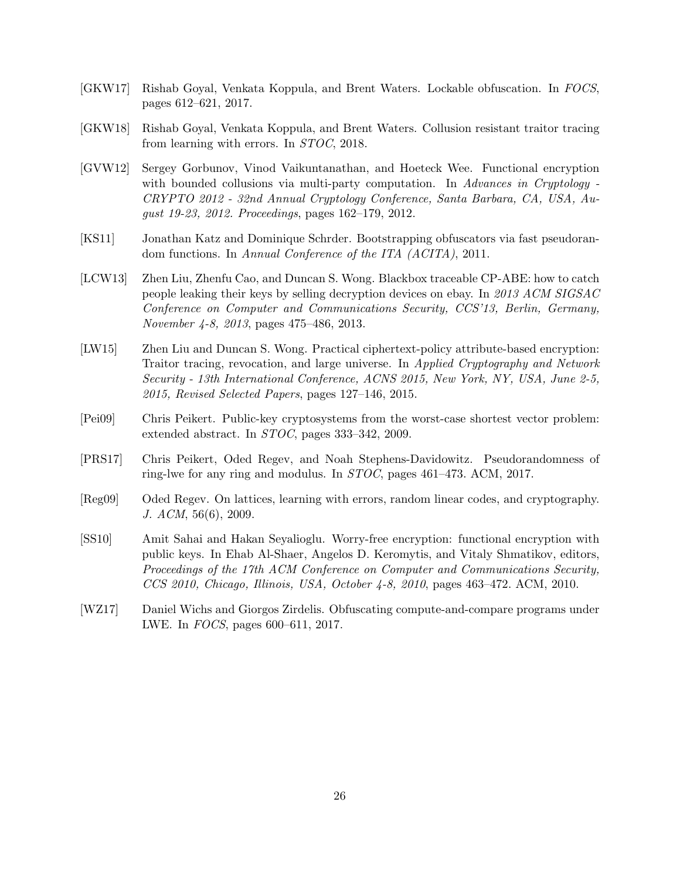[GKW17] Rishab Goyal, Venkata Koppula, and Brent Waters. Lockable obfuscation. In *FOCS*, pages 612–621, 2017.

[GKW18] Rishab Goyal, Venkata Koppula, and Brent Waters. Collusion resistant traitor tracing from learning with errors. In *STOC*, 2018.

[GVW12] Sergey Gorbunov, Vinod Vaikuntanathan, and Hoeteck Wee. Functional encryption with bounded collusions via multi-party computation. In *Advances in Cryptology - CRYPTO 2012 - 32nd Annual Cryptology Conference, Santa Barbara, CA, USA, August 19-23, 2012. Proceedings*, pages 162–179, 2012.

[KS11] Jonathan Katz and Dominique Schrder. Bootstrapping obfuscators via fast pseudorandom functions. In *Annual Conference of the ITA (ACITA)*, 2011.

[LCW13] Zhen Liu, Zhenfu Cao, and Duncan S. Wong. Blackbox traceable CP-ABE: how to catch people leaking their keys by selling decryption devices on ebay. In *2013 ACM SIGSAC Conference on Computer and Communications Security, CCS'13, Berlin, Germany, November 4-8, 2013*, pages 475–486, 2013.

[LW15] Zhen Liu and Duncan S. Wong. Practical ciphertext-policy attribute-based encryption: Traitor tracing, revocation, and large universe. In *Applied Cryptography and Network Security - 13th International Conference, ACNS 2015, New York, NY, USA, June 2-5, 2015, Revised Selected Papers*, pages 127–146, 2015.

[Pei09] Chris Peikert. Public-key cryptosystems from the worst-case shortest vector problem: extended abstract. In *STOC*, pages 333–342, 2009.

[PRS17] Chris Peikert, Oded Regev, and Noah Stephens-Davidowitz. Pseudorandomness of ring-lwe for any ring and modulus. In *STOC*, pages 461–473. ACM, 2017.

[Reg09] Oded Regev. On lattices, learning with errors, random linear codes, and cryptography. *J. ACM*, 56(6), 2009.

[SS10] Amit Sahai and Hakan Seyalioglu. Worry-free encryption: functional encryption with public keys. In Ehab Al-Shaer, Angelos D. Keromytis, and Vitaly Shmatikov, editors, *Proceedings of the 17th ACM Conference on Computer and Communications Security, CCS 2010, Chicago, Illinois, USA, October 4-8, 2010*, pages 463–472. ACM, 2010.

[WZ17] Daniel Wichs and Giorgos Zirdelis. Obfuscating compute-and-compare programs under LWE. In *FOCS*, pages 600–611, 2017.